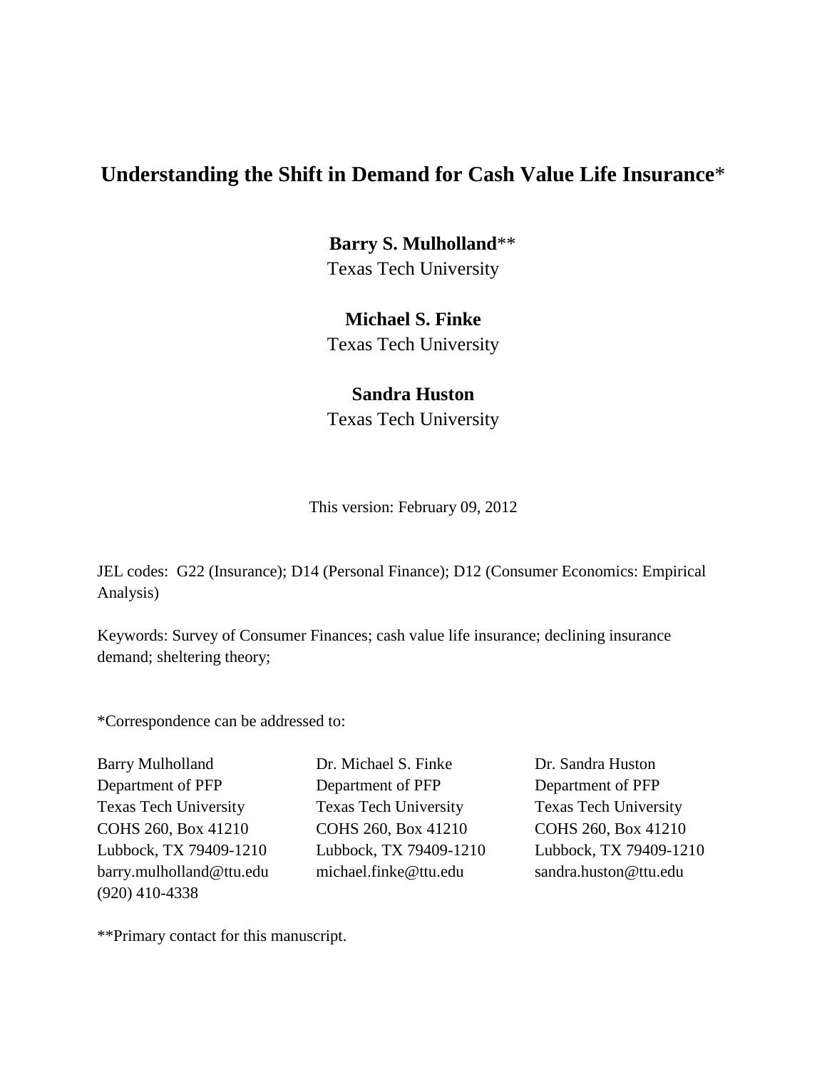# Understanding the Shift in Demand for Cash Value Life Insurance*

**Barry S. Mulholland****
Texas Tech University

**Michael S. Finke**
Texas Tech University

**Sandra Huston**
Texas Tech University

This version: February 09, 2012

JEL codes: G22 (Insurance); D14 (Personal Finance); D12 (Consumer Economics: Empirical Analysis)

Keywords: Survey of Consumer Finances; cash value life insurance; declining insurance demand; sheltering theory;

*Correspondence can be addressed to:

Barry Mulholland
Department of PFP
Texas Tech University
COHS 260, Box 41210
Lubbock, TX 79409-1210
barry.mulholland@ttu.edu
(920) 410-4338

Dr. Michael S. Finke
Department of PFP
Texas Tech University
COHS 260, Box 41210
Lubbock, TX 79409-1210
michael.finke@ttu.edu

Dr. Sandra Huston
Department of PFP
Texas Tech University
COHS 260, Box 41210
Lubbock, TX 79409-1210
sandra.huston@ttu.edu

**Primary contact for this manuscript.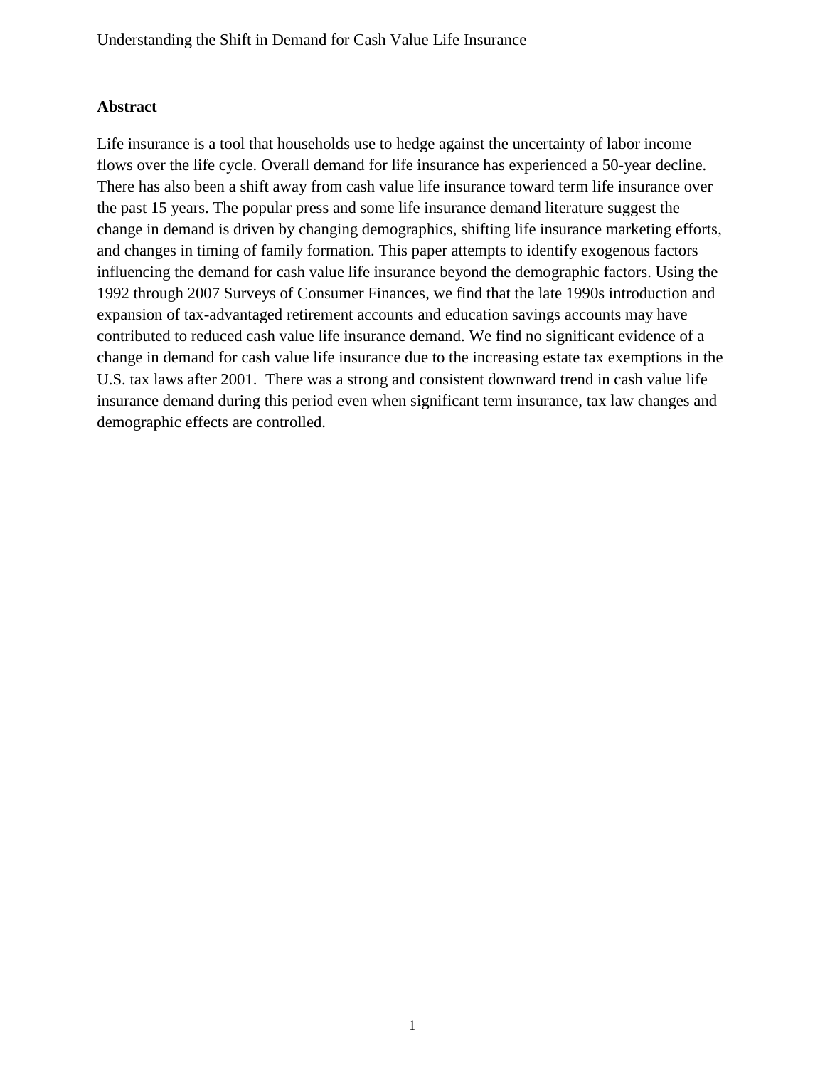## Abstract

Life insurance is a tool that households use to hedge against the uncertainty of labor income flows over the life cycle. Overall demand for life insurance has experienced a 50-year decline. There has also been a shift away from cash value life insurance toward term life insurance over the past 15 years. The popular press and some life insurance demand literature suggest the change in demand is driven by changing demographics, shifting life insurance marketing efforts, and changes in timing of family formation. This paper attempts to identify exogenous factors influencing the demand for cash value life insurance beyond the demographic factors. Using the 1992 through 2007 Surveys of Consumer Finances, we find that the late 1990s introduction and expansion of tax-advantaged retirement accounts and education savings accounts may have contributed to reduced cash value life insurance demand. We find no significant evidence of a change in demand for cash value life insurance due to the increasing estate tax exemptions in the U.S. tax laws after 2001. There was a strong and consistent downward trend in cash value life insurance demand during this period even when significant term insurance, tax law changes and demographic effects are controlled.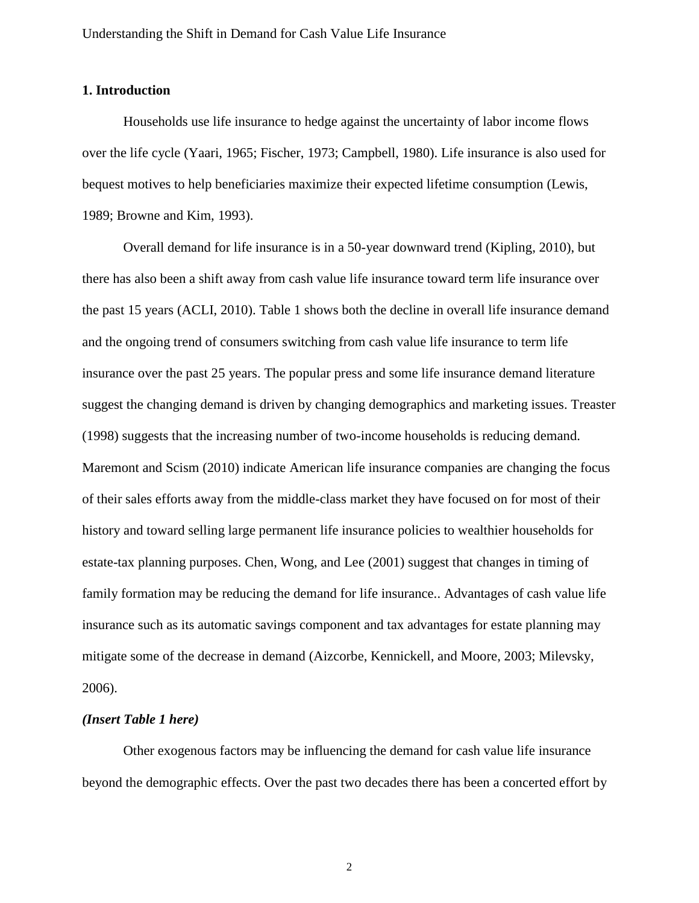## 1. Introduction

Households use life insurance to hedge against the uncertainty of labor income flows over the life cycle (Yaari, 1965; Fischer, 1973; Campbell, 1980). Life insurance is also used for bequest motives to help beneficiaries maximize their expected lifetime consumption (Lewis, 1989; Browne and Kim, 1993).

Overall demand for life insurance is in a 50-year downward trend (Kipling, 2010), but there has also been a shift away from cash value life insurance toward term life insurance over the past 15 years (ACLI, 2010). Table 1 shows both the decline in overall life insurance demand and the ongoing trend of consumers switching from cash value life insurance to term life insurance over the past 25 years. The popular press and some life insurance demand literature suggest the changing demand is driven by changing demographics and marketing issues. Treaster (1998) suggests that the increasing number of two-income households is reducing demand. Maremont and Scism (2010) indicate American life insurance companies are changing the focus of their sales efforts away from the middle-class market they have focused on for most of their history and toward selling large permanent life insurance policies to wealthier households for estate-tax planning purposes. Chen, Wong, and Lee (2001) suggest that changes in timing of family formation may be reducing the demand for life insurance.. Advantages of cash value life insurance such as its automatic savings component and tax advantages for estate planning may mitigate some of the decrease in demand (Aizcorbe, Kennickell, and Moore, 2003; Milevsky, 2006).

***(Insert Table 1 here)***

Other exogenous factors may be influencing the demand for cash value life insurance beyond the demographic effects. Over the past two decades there has been a concerted effort by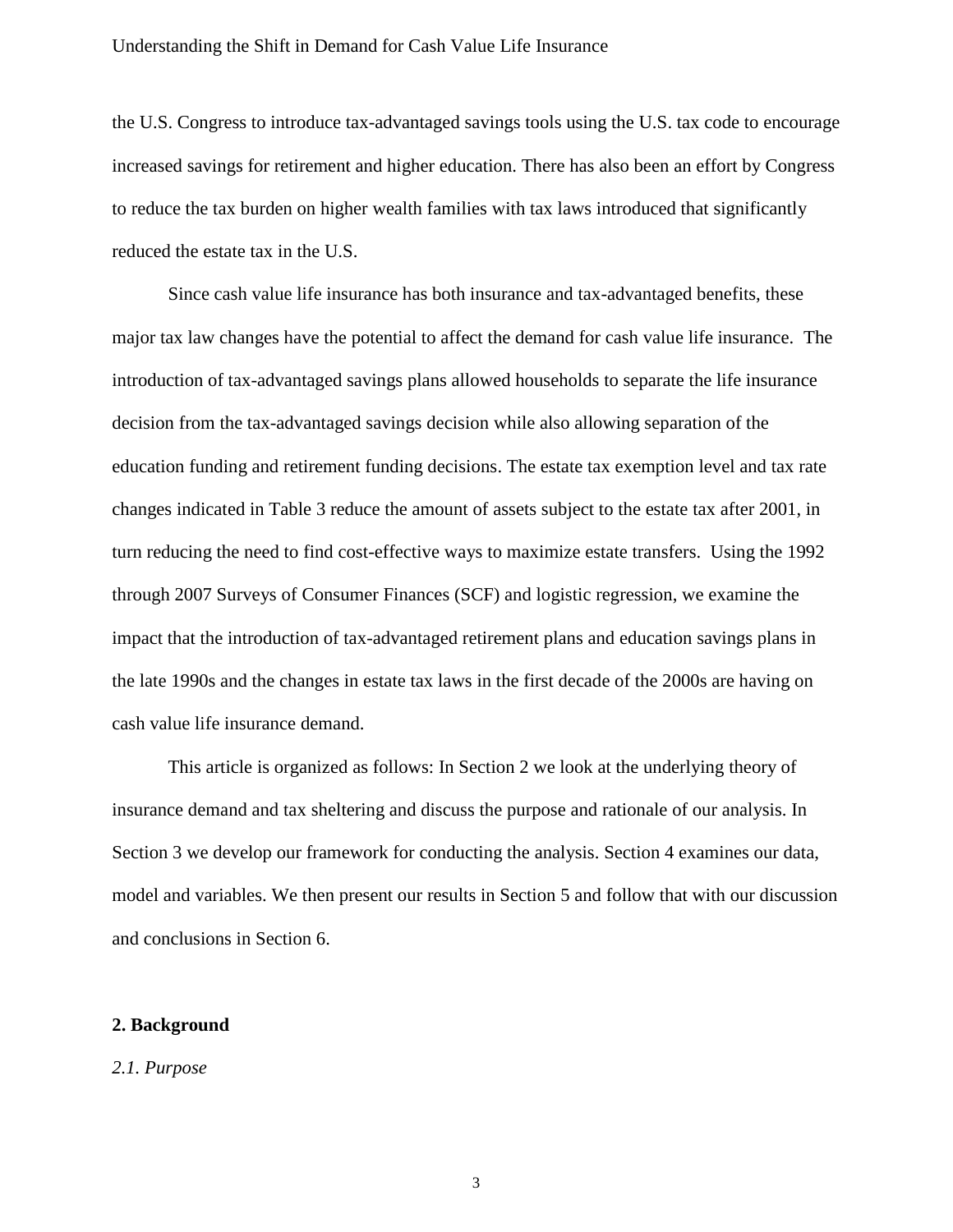the U.S. Congress to introduce tax-advantaged savings tools using the U.S. tax code to encourage increased savings for retirement and higher education. There has also been an effort by Congress to reduce the tax burden on higher wealth families with tax laws introduced that significantly reduced the estate tax in the U.S.

Since cash value life insurance has both insurance and tax-advantaged benefits, these major tax law changes have the potential to affect the demand for cash value life insurance. The introduction of tax-advantaged savings plans allowed households to separate the life insurance decision from the tax-advantaged savings decision while also allowing separation of the education funding and retirement funding decisions. The estate tax exemption level and tax rate changes indicated in Table 3 reduce the amount of assets subject to the estate tax after 2001, in turn reducing the need to find cost-effective ways to maximize estate transfers. Using the 1992 through 2007 Surveys of Consumer Finances (SCF) and logistic regression, we examine the impact that the introduction of tax-advantaged retirement plans and education savings plans in the late 1990s and the changes in estate tax laws in the first decade of the 2000s are having on cash value life insurance demand.

This article is organized as follows: In Section 2 we look at the underlying theory of insurance demand and tax sheltering and discuss the purpose and rationale of our analysis. In Section 3 we develop our framework for conducting the analysis. Section 4 examines our data, model and variables. We then present our results in Section 5 and follow that with our discussion and conclusions in Section 6.

## 2. Background

### *2.1. Purpose*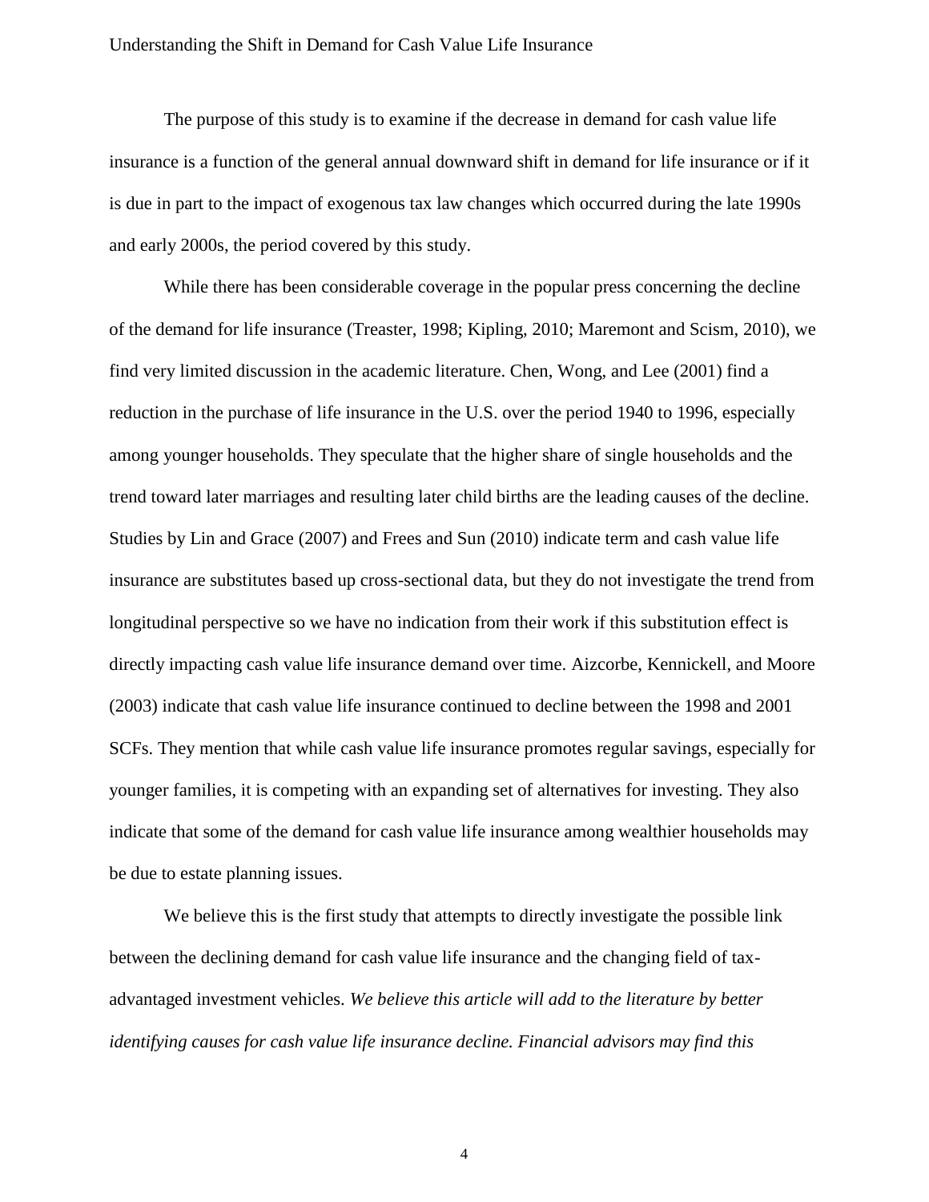The purpose of this study is to examine if the decrease in demand for cash value life insurance is a function of the general annual downward shift in demand for life insurance or if it is due in part to the impact of exogenous tax law changes which occurred during the late 1990s and early 2000s, the period covered by this study.

While there has been considerable coverage in the popular press concerning the decline of the demand for life insurance (Treaster, 1998; Kipling, 2010; Maremont and Scism, 2010), we find very limited discussion in the academic literature. Chen, Wong, and Lee (2001) find a reduction in the purchase of life insurance in the U.S. over the period 1940 to 1996, especially among younger households. They speculate that the higher share of single households and the trend toward later marriages and resulting later child births are the leading causes of the decline. Studies by Lin and Grace (2007) and Frees and Sun (2010) indicate term and cash value life insurance are substitutes based up cross-sectional data, but they do not investigate the trend from longitudinal perspective so we have no indication from their work if this substitution effect is directly impacting cash value life insurance demand over time. Aizcorbe, Kennickell, and Moore (2003) indicate that cash value life insurance continued to decline between the 1998 and 2001 SCFs. They mention that while cash value life insurance promotes regular savings, especially for younger families, it is competing with an expanding set of alternatives for investing. They also indicate that some of the demand for cash value life insurance among wealthier households may be due to estate planning issues.

We believe this is the first study that attempts to directly investigate the possible link between the declining demand for cash value life insurance and the changing field of tax-advantaged investment vehicles. *We believe this article will add to the literature by better identifying causes for cash value life insurance decline. Financial advisors may find this*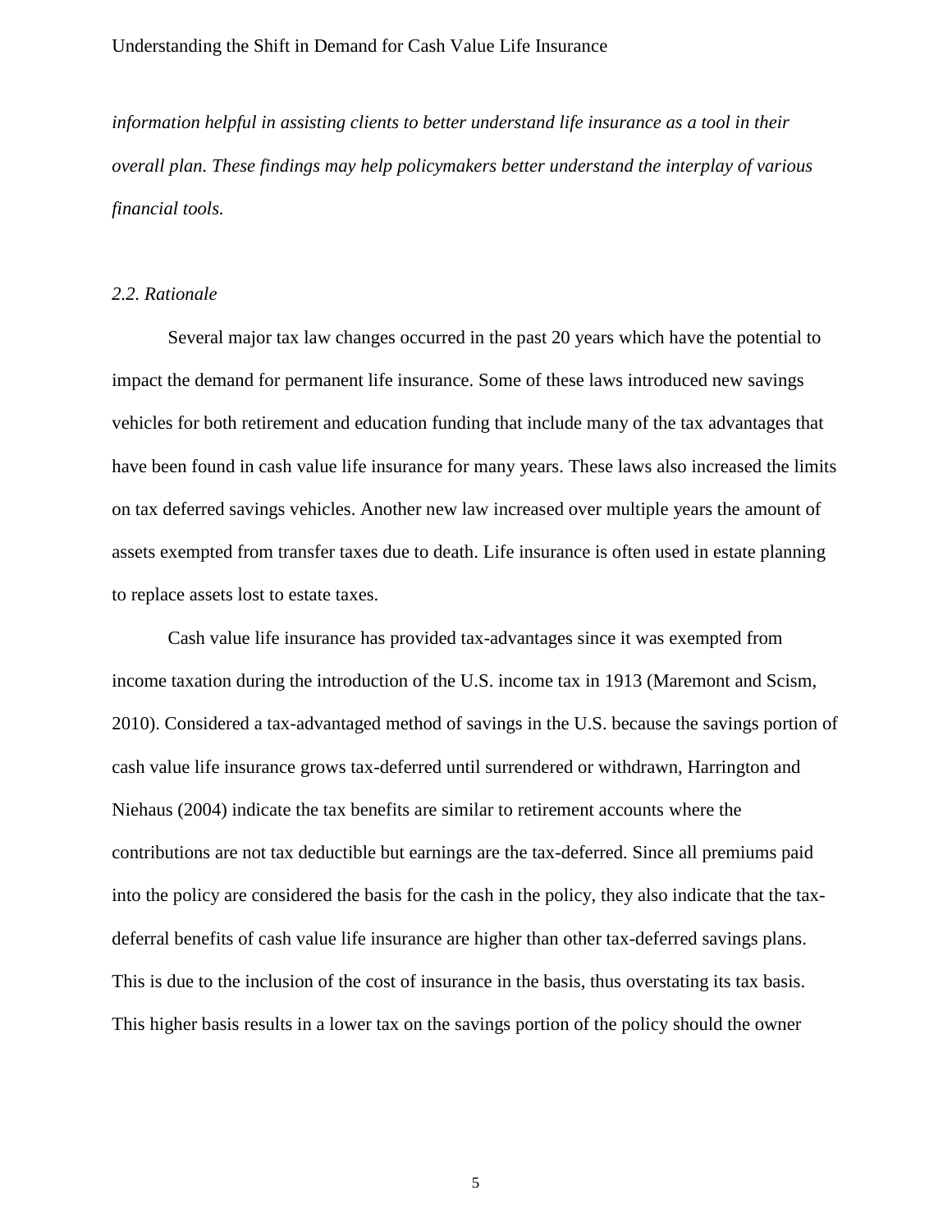*information helpful in assisting clients to better understand life insurance as a tool in their overall plan. These findings may help policymakers better understand the interplay of various financial tools.*

### *2.2. Rationale*

Several major tax law changes occurred in the past 20 years which have the potential to impact the demand for permanent life insurance. Some of these laws introduced new savings vehicles for both retirement and education funding that include many of the tax advantages that have been found in cash value life insurance for many years. These laws also increased the limits on tax deferred savings vehicles. Another new law increased over multiple years the amount of assets exempted from transfer taxes due to death. Life insurance is often used in estate planning to replace assets lost to estate taxes.

Cash value life insurance has provided tax-advantages since it was exempted from income taxation during the introduction of the U.S. income tax in 1913 (Maremont and Scism, 2010). Considered a tax-advantaged method of savings in the U.S. because the savings portion of cash value life insurance grows tax-deferred until surrendered or withdrawn, Harrington and Niehaus (2004) indicate the tax benefits are similar to retirement accounts where the contributions are not tax deductible but earnings are the tax-deferred. Since all premiums paid into the policy are considered the basis for the cash in the policy, they also indicate that the tax-deferral benefits of cash value life insurance are higher than other tax-deferred savings plans. This is due to the inclusion of the cost of insurance in the basis, thus overstating its tax basis. This higher basis results in a lower tax on the savings portion of the policy should the owner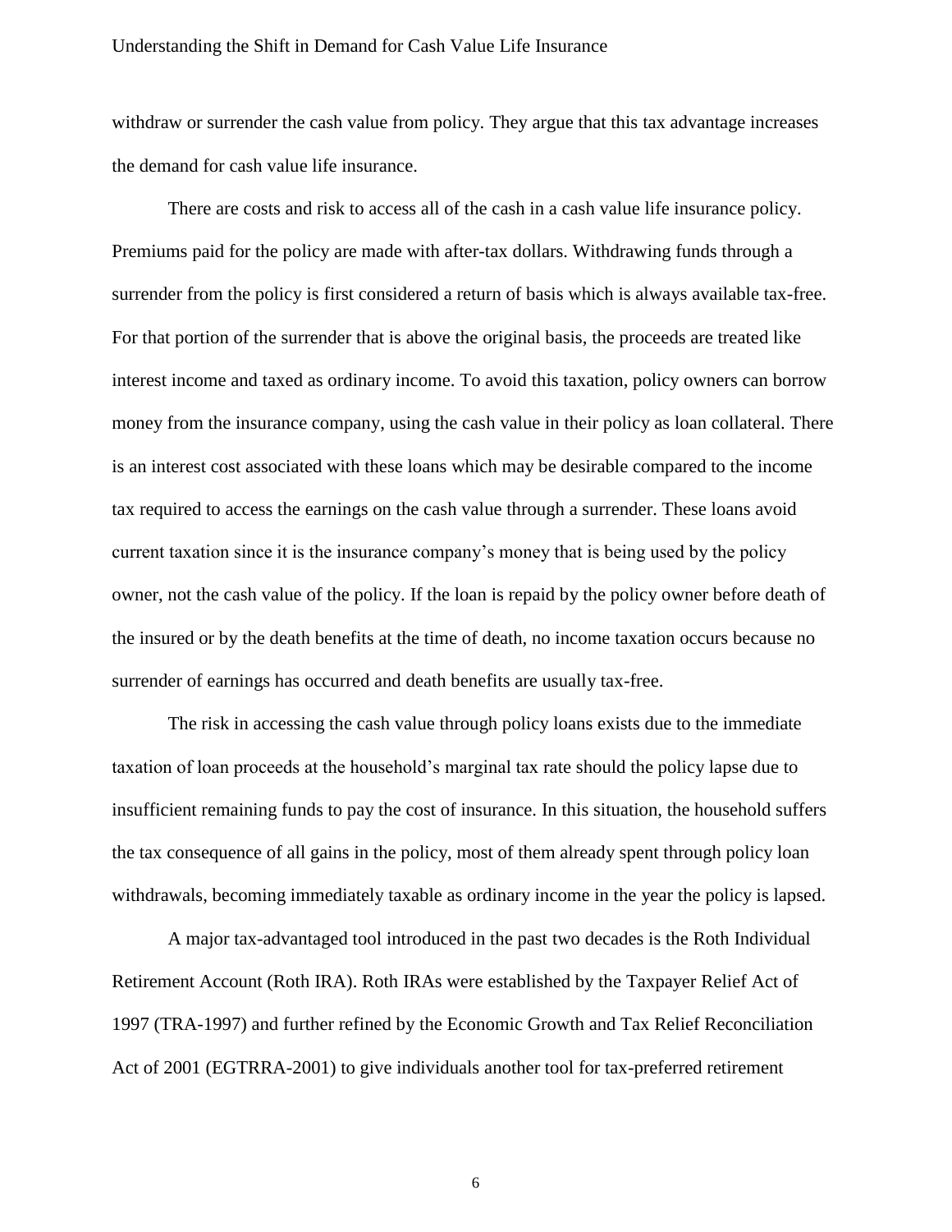withdraw or surrender the cash value from policy. They argue that this tax advantage increases the demand for cash value life insurance.

There are costs and risk to access all of the cash in a cash value life insurance policy. Premiums paid for the policy are made with after-tax dollars. Withdrawing funds through a surrender from the policy is first considered a return of basis which is always available tax-free. For that portion of the surrender that is above the original basis, the proceeds are treated like interest income and taxed as ordinary income. To avoid this taxation, policy owners can borrow money from the insurance company, using the cash value in their policy as loan collateral. There is an interest cost associated with these loans which may be desirable compared to the income tax required to access the earnings on the cash value through a surrender. These loans avoid current taxation since it is the insurance company's money that is being used by the policy owner, not the cash value of the policy. If the loan is repaid by the policy owner before death of the insured or by the death benefits at the time of death, no income taxation occurs because no surrender of earnings has occurred and death benefits are usually tax-free.

The risk in accessing the cash value through policy loans exists due to the immediate taxation of loan proceeds at the household's marginal tax rate should the policy lapse due to insufficient remaining funds to pay the cost of insurance. In this situation, the household suffers the tax consequence of all gains in the policy, most of them already spent through policy loan withdrawals, becoming immediately taxable as ordinary income in the year the policy is lapsed.

A major tax-advantaged tool introduced in the past two decades is the Roth Individual Retirement Account (Roth IRA). Roth IRAs were established by the Taxpayer Relief Act of 1997 (TRA-1997) and further refined by the Economic Growth and Tax Relief Reconciliation Act of 2001 (EGTRRA-2001) to give individuals another tool for tax-preferred retirement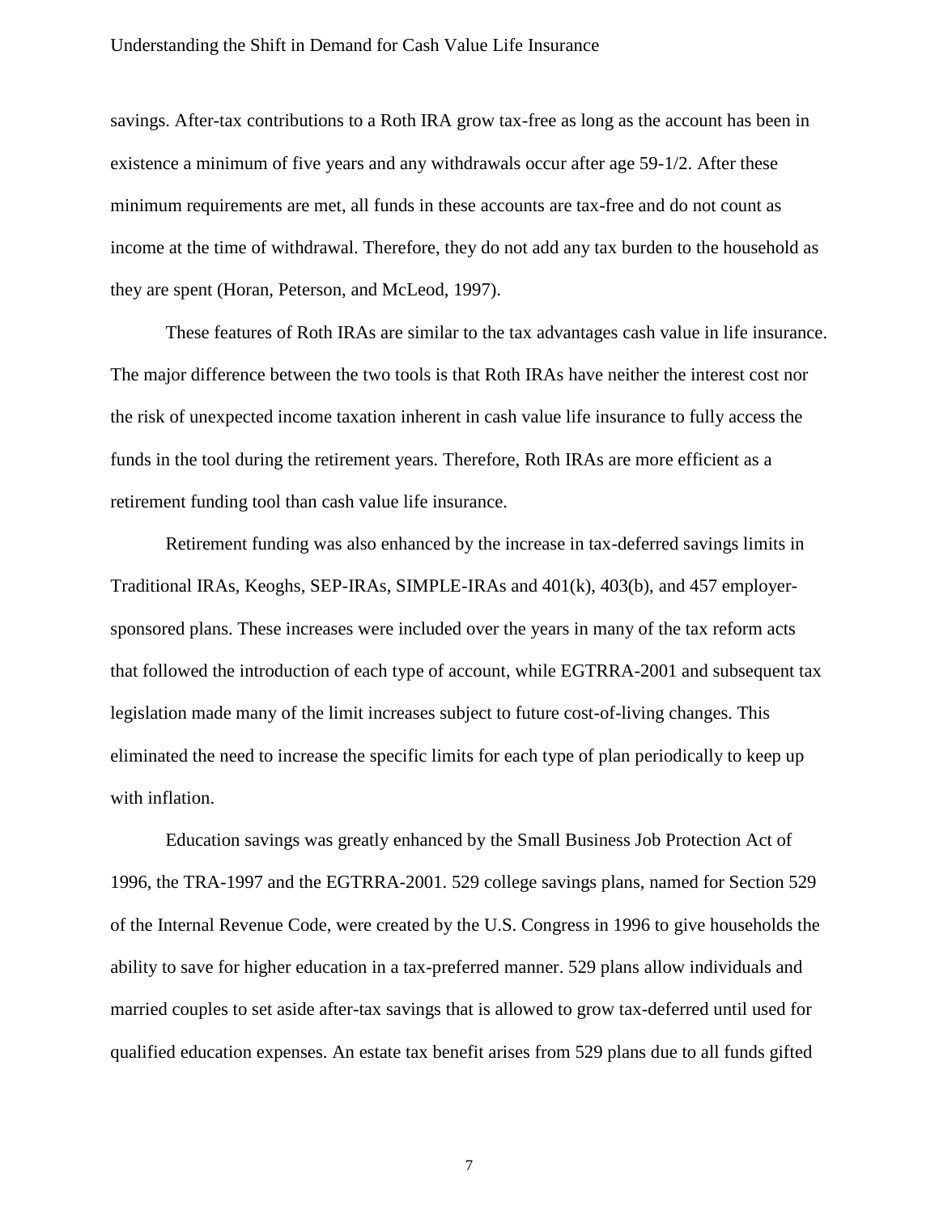savings. After-tax contributions to a Roth IRA grow tax-free as long as the account has been in existence a minimum of five years and any withdrawals occur after age 59-1/2. After these minimum requirements are met, all funds in these accounts are tax-free and do not count as income at the time of withdrawal. Therefore, they do not add any tax burden to the household as they are spent (Horan, Peterson, and McLeod, 1997).

These features of Roth IRAs are similar to the tax advantages cash value in life insurance. The major difference between the two tools is that Roth IRAs have neither the interest cost nor the risk of unexpected income taxation inherent in cash value life insurance to fully access the funds in the tool during the retirement years. Therefore, Roth IRAs are more efficient as a retirement funding tool than cash value life insurance.

Retirement funding was also enhanced by the increase in tax-deferred savings limits in Traditional IRAs, Keoghs, SEP-IRAs, SIMPLE-IRAs and 401(k), 403(b), and 457 employer-sponsored plans. These increases were included over the years in many of the tax reform acts that followed the introduction of each type of account, while EGTRRA-2001 and subsequent tax legislation made many of the limit increases subject to future cost-of-living changes. This eliminated the need to increase the specific limits for each type of plan periodically to keep up with inflation.

Education savings was greatly enhanced by the Small Business Job Protection Act of 1996, the TRA-1997 and the EGTRRA-2001. 529 college savings plans, named for Section 529 of the Internal Revenue Code, were created by the U.S. Congress in 1996 to give households the ability to save for higher education in a tax-preferred manner. 529 plans allow individuals and married couples to set aside after-tax savings that is allowed to grow tax-deferred until used for qualified education expenses. An estate tax benefit arises from 529 plans due to all funds gifted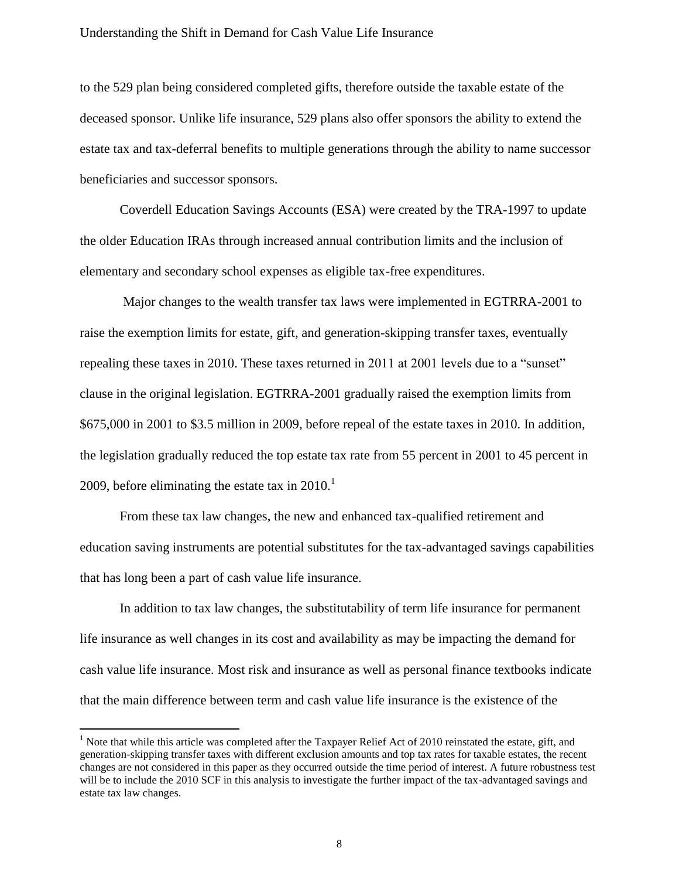to the 529 plan being considered completed gifts, therefore outside the taxable estate of the deceased sponsor. Unlike life insurance, 529 plans also offer sponsors the ability to extend the estate tax and tax-deferral benefits to multiple generations through the ability to name successor beneficiaries and successor sponsors.

Coverdell Education Savings Accounts (ESA) were created by the TRA-1997 to update the older Education IRAs through increased annual contribution limits and the inclusion of elementary and secondary school expenses as eligible tax-free expenditures.

Major changes to the wealth transfer tax laws were implemented in EGTRRA-2001 to raise the exemption limits for estate, gift, and generation-skipping transfer taxes, eventually repealing these taxes in 2010. These taxes returned in 2011 at 2001 levels due to a "sunset" clause in the original legislation. EGTRRA-2001 gradually raised the exemption limits from $675,000 in 2001 to $3.5 million in 2009, before repeal of the estate taxes in 2010. In addition, the legislation gradually reduced the top estate tax rate from 55 percent in 2001 to 45 percent in 2009, before eliminating the estate tax in 2010.[1]

From these tax law changes, the new and enhanced tax-qualified retirement and education saving instruments are potential substitutes for the tax-advantaged savings capabilities that has long been a part of cash value life insurance.

In addition to tax law changes, the substitutability of term life insurance for permanent life insurance as well changes in its cost and availability as may be impacting the demand for cash value life insurance. Most risk and insurance as well as personal finance textbooks indicate that the main difference between term and cash value life insurance is the existence of the

---

[1] Note that while this article was completed after the Taxpayer Relief Act of 2010 reinstated the estate, gift, and generation-skipping transfer taxes with different exclusion amounts and top tax rates for taxable estates, the recent changes are not considered in this paper as they occurred outside the time period of interest. A future robustness test will be to include the 2010 SCF in this analysis to investigate the further impact of the tax-advantaged savings and estate tax law changes.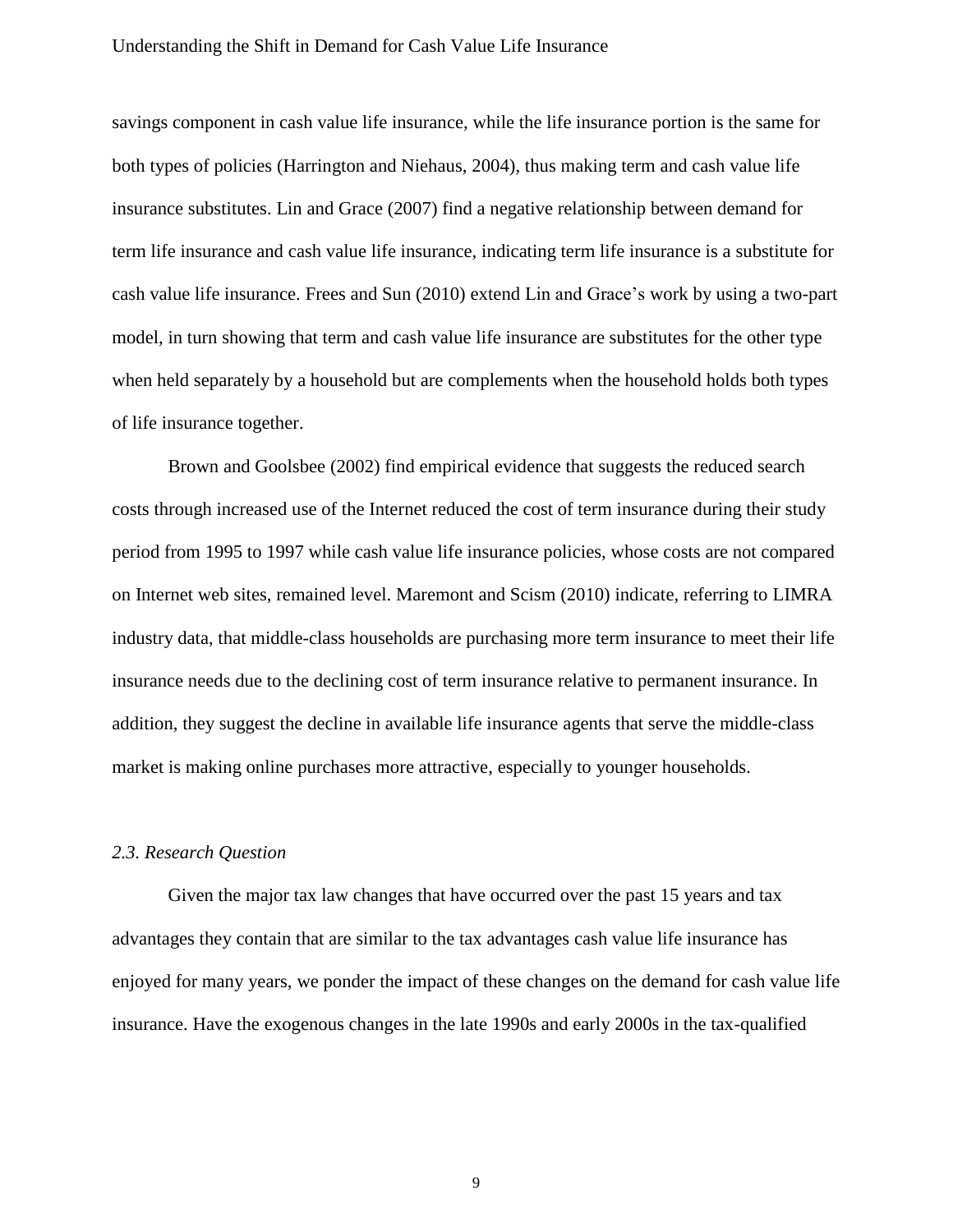savings component in cash value life insurance, while the life insurance portion is the same for both types of policies (Harrington and Niehaus, 2004), thus making term and cash value life insurance substitutes. Lin and Grace (2007) find a negative relationship between demand for term life insurance and cash value life insurance, indicating term life insurance is a substitute for cash value life insurance. Frees and Sun (2010) extend Lin and Grace's work by using a two-part model, in turn showing that term and cash value life insurance are substitutes for the other type when held separately by a household but are complements when the household holds both types of life insurance together.

Brown and Goolsbee (2002) find empirical evidence that suggests the reduced search costs through increased use of the Internet reduced the cost of term insurance during their study period from 1995 to 1997 while cash value life insurance policies, whose costs are not compared on Internet web sites, remained level. Maremont and Scism (2010) indicate, referring to LIMRA industry data, that middle-class households are purchasing more term insurance to meet their life insurance needs due to the declining cost of term insurance relative to permanent insurance. In addition, they suggest the decline in available life insurance agents that serve the middle-class market is making online purchases more attractive, especially to younger households.

### *2.3. Research Question*

Given the major tax law changes that have occurred over the past 15 years and tax advantages they contain that are similar to the tax advantages cash value life insurance has enjoyed for many years, we ponder the impact of these changes on the demand for cash value life insurance. Have the exogenous changes in the late 1990s and early 2000s in the tax-qualified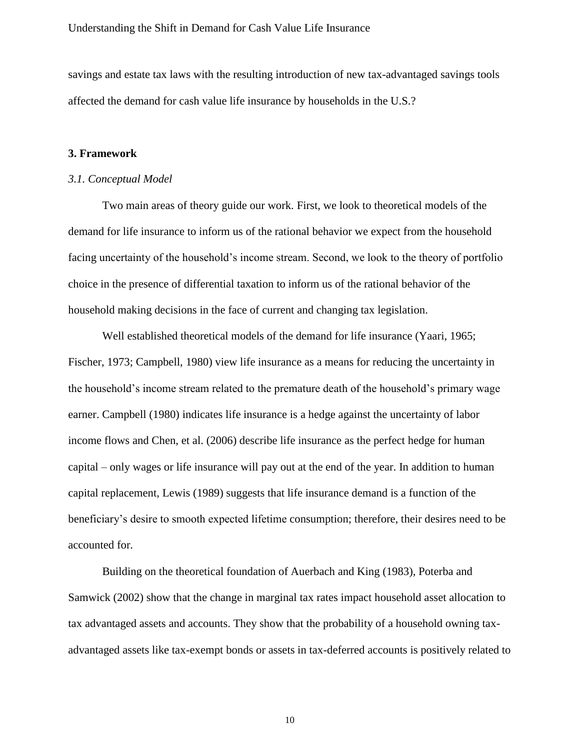savings and estate tax laws with the resulting introduction of new tax-advantaged savings tools affected the demand for cash value life insurance by households in the U.S.?

## 3. Framework

### *3.1. Conceptual Model*

Two main areas of theory guide our work. First, we look to theoretical models of the demand for life insurance to inform us of the rational behavior we expect from the household facing uncertainty of the household's income stream. Second, we look to the theory of portfolio choice in the presence of differential taxation to inform us of the rational behavior of the household making decisions in the face of current and changing tax legislation.

Well established theoretical models of the demand for life insurance (Yaari, 1965; Fischer, 1973; Campbell, 1980) view life insurance as a means for reducing the uncertainty in the household's income stream related to the premature death of the household's primary wage earner. Campbell (1980) indicates life insurance is a hedge against the uncertainty of labor income flows and Chen, et al. (2006) describe life insurance as the perfect hedge for human capital – only wages or life insurance will pay out at the end of the year. In addition to human capital replacement, Lewis (1989) suggests that life insurance demand is a function of the beneficiary's desire to smooth expected lifetime consumption; therefore, their desires need to be accounted for.

Building on the theoretical foundation of Auerbach and King (1983), Poterba and Samwick (2002) show that the change in marginal tax rates impact household asset allocation to tax advantaged assets and accounts. They show that the probability of a household owning tax-advantaged assets like tax-exempt bonds or assets in tax-deferred accounts is positively related to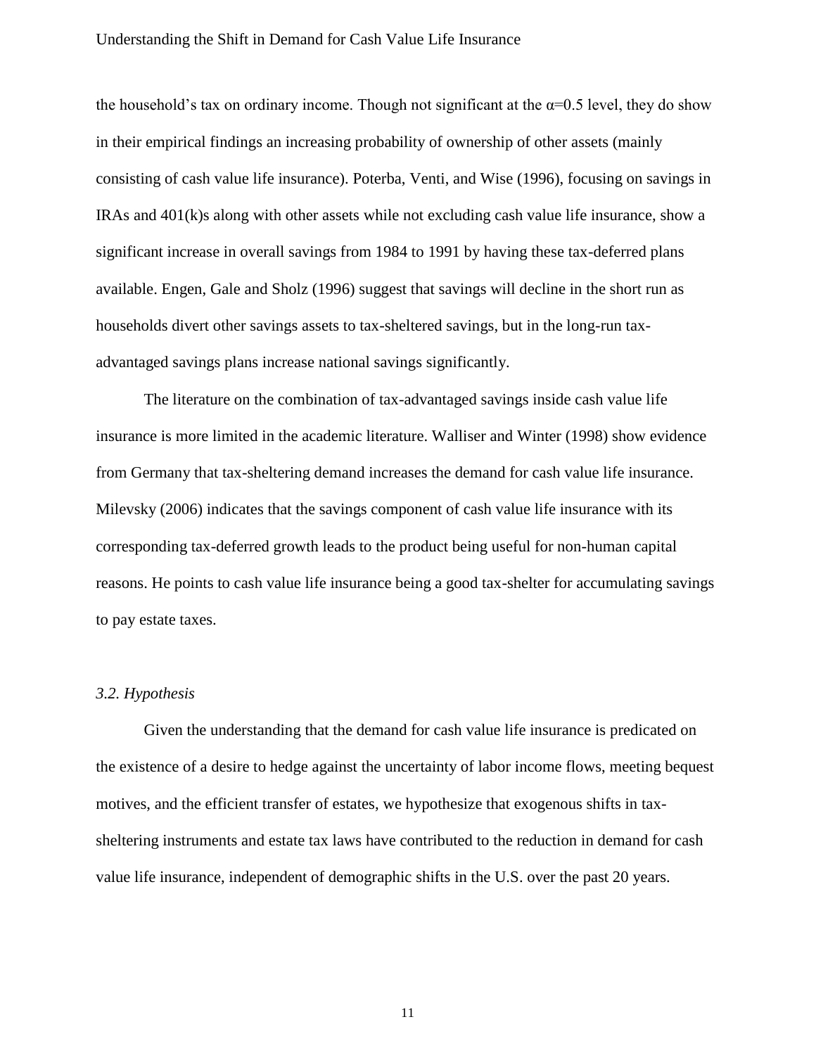the household's tax on ordinary income. Though not significant at the $\alpha$=0.5 level, they do show in their empirical findings an increasing probability of ownership of other assets (mainly consisting of cash value life insurance). Poterba, Venti, and Wise (1996), focusing on savings in IRAs and 401(k)s along with other assets while not excluding cash value life insurance, show a significant increase in overall savings from 1984 to 1991 by having these tax-deferred plans available. Engen, Gale and Sholz (1996) suggest that savings will decline in the short run as households divert other savings assets to tax-sheltered savings, but in the long-run tax-advantaged savings plans increase national savings significantly.

The literature on the combination of tax-advantaged savings inside cash value life insurance is more limited in the academic literature. Walliser and Winter (1998) show evidence from Germany that tax-sheltering demand increases the demand for cash value life insurance. Milevsky (2006) indicates that the savings component of cash value life insurance with its corresponding tax-deferred growth leads to the product being useful for non-human capital reasons. He points to cash value life insurance being a good tax-shelter for accumulating savings to pay estate taxes.

### *3.2. Hypothesis*

Given the understanding that the demand for cash value life insurance is predicated on the existence of a desire to hedge against the uncertainty of labor income flows, meeting bequest motives, and the efficient transfer of estates, we hypothesize that exogenous shifts in tax-sheltering instruments and estate tax laws have contributed to the reduction in demand for cash value life insurance, independent of demographic shifts in the U.S. over the past 20 years.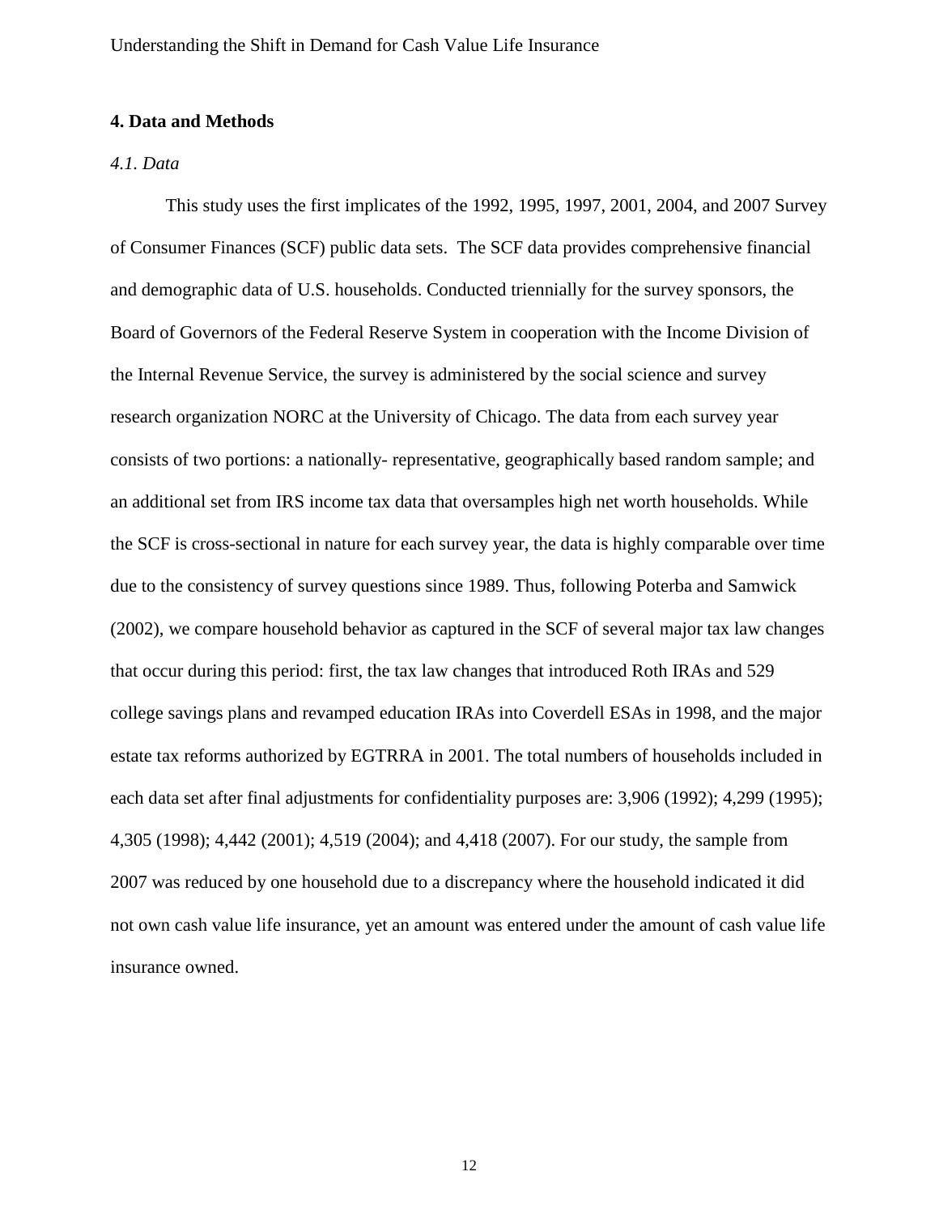## 4. Data and Methods

*4.1. Data*

This study uses the first implicates of the 1992, 1995, 1997, 2001, 2004, and 2007 Survey of Consumer Finances (SCF) public data sets. The SCF data provides comprehensive financial and demographic data of U.S. households. Conducted triennially for the survey sponsors, the Board of Governors of the Federal Reserve System in cooperation with the Income Division of the Internal Revenue Service, the survey is administered by the social science and survey research organization NORC at the University of Chicago. The data from each survey year consists of two portions: a nationally- representative, geographically based random sample; and an additional set from IRS income tax data that oversamples high net worth households. While the SCF is cross-sectional in nature for each survey year, the data is highly comparable over time due to the consistency of survey questions since 1989. Thus, following Poterba and Samwick (2002), we compare household behavior as captured in the SCF of several major tax law changes that occur during this period: first, the tax law changes that introduced Roth IRAs and 529 college savings plans and revamped education IRAs into Coverdell ESAs in 1998, and the major estate tax reforms authorized by EGTRRA in 2001. The total numbers of households included in each data set after final adjustments for confidentiality purposes are: 3,906 (1992); 4,299 (1995); 4,305 (1998); 4,442 (2001); 4,519 (2004); and 4,418 (2007). For our study, the sample from 2007 was reduced by one household due to a discrepancy where the household indicated it did not own cash value life insurance, yet an amount was entered under the amount of cash value life insurance owned.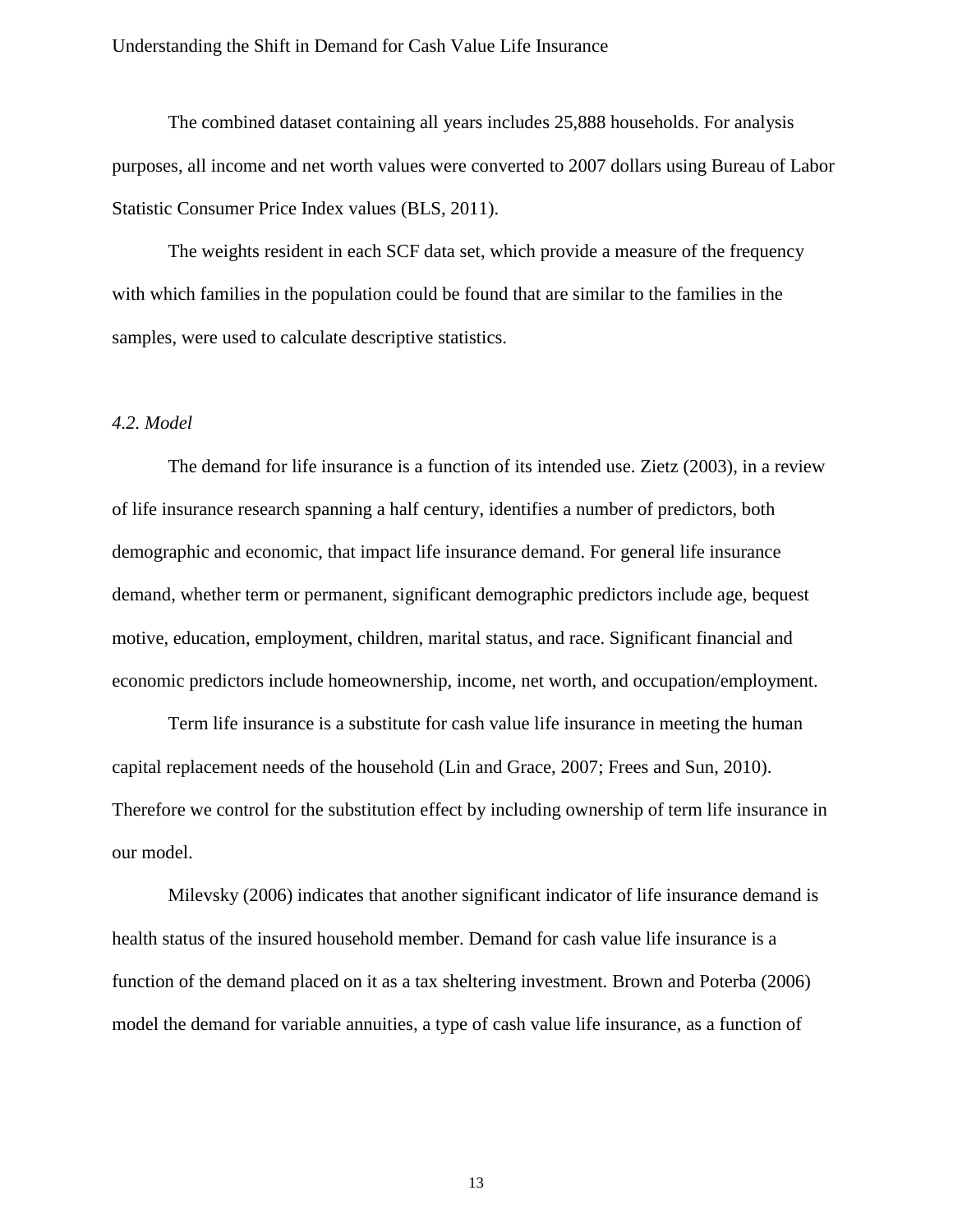The combined dataset containing all years includes 25,888 households. For analysis purposes, all income and net worth values were converted to 2007 dollars using Bureau of Labor Statistic Consumer Price Index values (BLS, 2011).

The weights resident in each SCF data set, which provide a measure of the frequency with which families in the population could be found that are similar to the families in the samples, were used to calculate descriptive statistics.

### *4.2. Model*

The demand for life insurance is a function of its intended use. Zietz (2003), in a review of life insurance research spanning a half century, identifies a number of predictors, both demographic and economic, that impact life insurance demand. For general life insurance demand, whether term or permanent, significant demographic predictors include age, bequest motive, education, employment, children, marital status, and race. Significant financial and economic predictors include homeownership, income, net worth, and occupation/employment.

Term life insurance is a substitute for cash value life insurance in meeting the human capital replacement needs of the household (Lin and Grace, 2007; Frees and Sun, 2010). Therefore we control for the substitution effect by including ownership of term life insurance in our model.

Milevsky (2006) indicates that another significant indicator of life insurance demand is health status of the insured household member. Demand for cash value life insurance is a function of the demand placed on it as a tax sheltering investment. Brown and Poterba (2006) model the demand for variable annuities, a type of cash value life insurance, as a function of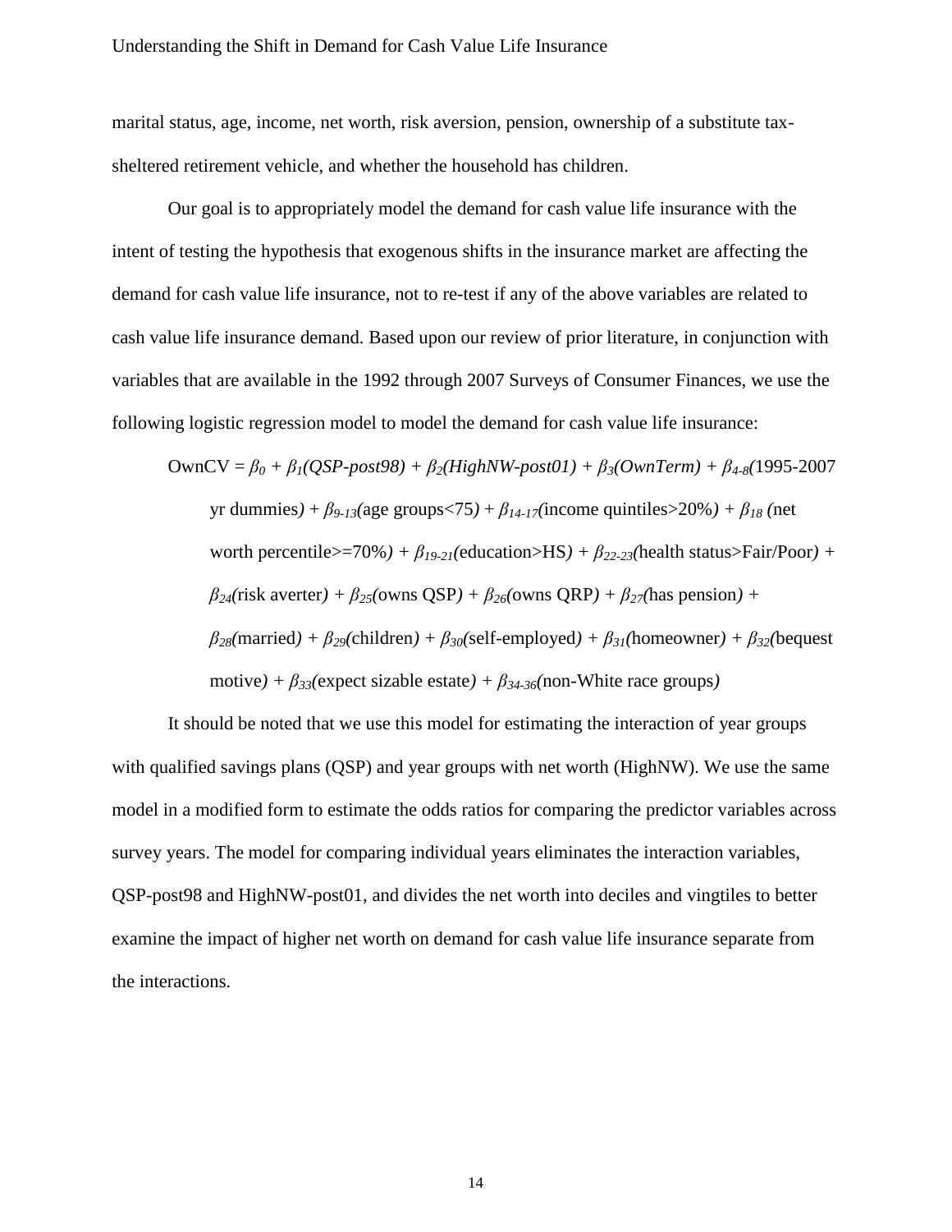marital status, age, income, net worth, risk aversion, pension, ownership of a substitute tax-sheltered retirement vehicle, and whether the household has children.

Our goal is to appropriately model the demand for cash value life insurance with the intent of testing the hypothesis that exogenous shifts in the insurance market are affecting the demand for cash value life insurance, not to re-test if any of the above variables are related to cash value life insurance demand. Based upon our review of prior literature, in conjunction with variables that are available in the 1992 through 2007 Surveys of Consumer Finances, we use the following logistic regression model to model the demand for cash value life insurance:

$$\text{OwnCV} = \beta_0 + \beta_1(\textit{QSP-post98}) + \beta_2(\textit{HighNW-post01}) + \beta_3(\textit{OwnTerm}) + \beta_{4\text{-}8}(\text{1995-2007 yr dummies}) + \beta_{9\text{-}13}(\text{age groups}<75) + \beta_{14\text{-}17}(\text{income quintiles}>20\%) + \beta_{18}(\text{net worth percentile}>=70\%) + \beta_{19\text{-}21}(\text{education}>\text{HS}) + \beta_{22\text{-}23}(\text{health status}>\text{Fair/Poor}) + \beta_{24}(\text{risk averter}) + \beta_{25}(\text{owns QSP}) + \beta_{26}(\text{owns QRP}) + \beta_{27}(\text{has pension}) + \beta_{28}(\text{married}) + \beta_{29}(\text{children}) + \beta_{30}(\text{self-employed}) + \beta_{31}(\text{homeowner}) + \beta_{32}(\text{bequest motive}) + \beta_{33}(\text{expect sizable estate}) + \beta_{34\text{-}36}(\text{non-White race groups})$$

It should be noted that we use this model for estimating the interaction of year groups with qualified savings plans (QSP) and year groups with net worth (HighNW). We use the same model in a modified form to estimate the odds ratios for comparing the predictor variables across survey years. The model for comparing individual years eliminates the interaction variables, QSP-post98 and HighNW-post01, and divides the net worth into deciles and vingtiles to better examine the impact of higher net worth on demand for cash value life insurance separate from the interactions.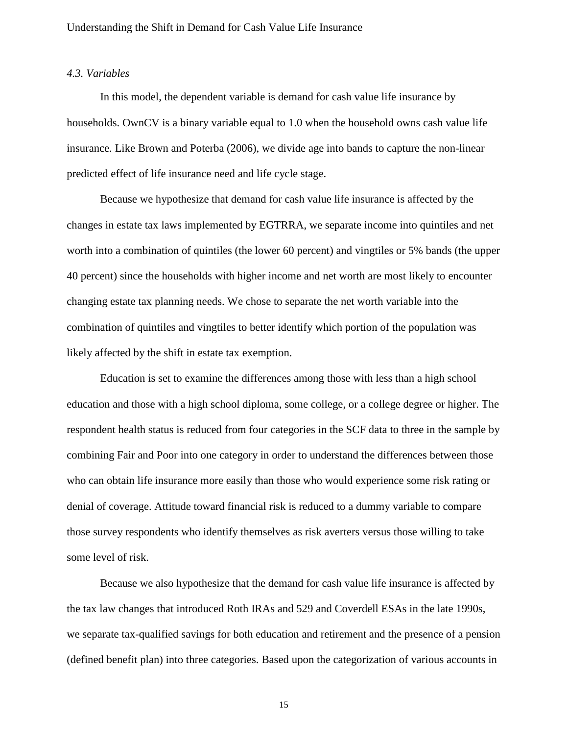### *4.3. Variables*

In this model, the dependent variable is demand for cash value life insurance by households. OwnCV is a binary variable equal to 1.0 when the household owns cash value life insurance. Like Brown and Poterba (2006), we divide age into bands to capture the non-linear predicted effect of life insurance need and life cycle stage.

Because we hypothesize that demand for cash value life insurance is affected by the changes in estate tax laws implemented by EGTRRA, we separate income into quintiles and net worth into a combination of quintiles (the lower 60 percent) and vingtiles or 5% bands (the upper 40 percent) since the households with higher income and net worth are most likely to encounter changing estate tax planning needs. We chose to separate the net worth variable into the combination of quintiles and vingtiles to better identify which portion of the population was likely affected by the shift in estate tax exemption.

Education is set to examine the differences among those with less than a high school education and those with a high school diploma, some college, or a college degree or higher. The respondent health status is reduced from four categories in the SCF data to three in the sample by combining Fair and Poor into one category in order to understand the differences between those who can obtain life insurance more easily than those who would experience some risk rating or denial of coverage. Attitude toward financial risk is reduced to a dummy variable to compare those survey respondents who identify themselves as risk averters versus those willing to take some level of risk.

Because we also hypothesize that the demand for cash value life insurance is affected by the tax law changes that introduced Roth IRAs and 529 and Coverdell ESAs in the late 1990s, we separate tax-qualified savings for both education and retirement and the presence of a pension (defined benefit plan) into three categories. Based upon the categorization of various accounts in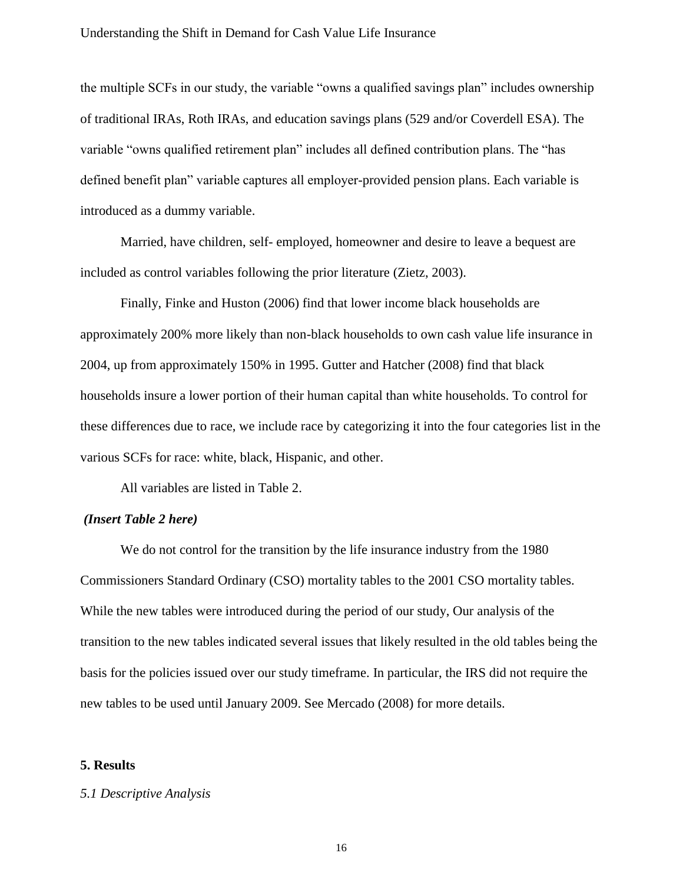the multiple SCFs in our study, the variable "owns a qualified savings plan" includes ownership of traditional IRAs, Roth IRAs, and education savings plans (529 and/or Coverdell ESA). The variable "owns qualified retirement plan" includes all defined contribution plans. The "has defined benefit plan" variable captures all employer-provided pension plans. Each variable is introduced as a dummy variable.

Married, have children, self- employed, homeowner and desire to leave a bequest are included as control variables following the prior literature (Zietz, 2003).

Finally, Finke and Huston (2006) find that lower income black households are approximately 200% more likely than non-black households to own cash value life insurance in 2004, up from approximately 150% in 1995. Gutter and Hatcher (2008) find that black households insure a lower portion of their human capital than white households. To control for these differences due to race, we include race by categorizing it into the four categories list in the various SCFs for race: white, black, Hispanic, and other.

All variables are listed in Table 2.

***(Insert Table 2 here)***

We do not control for the transition by the life insurance industry from the 1980 Commissioners Standard Ordinary (CSO) mortality tables to the 2001 CSO mortality tables. While the new tables were introduced during the period of our study, Our analysis of the transition to the new tables indicated several issues that likely resulted in the old tables being the basis for the policies issued over our study timeframe. In particular, the IRS did not require the new tables to be used until January 2009. See Mercado (2008) for more details.

## 5. Results

### *5.1 Descriptive Analysis*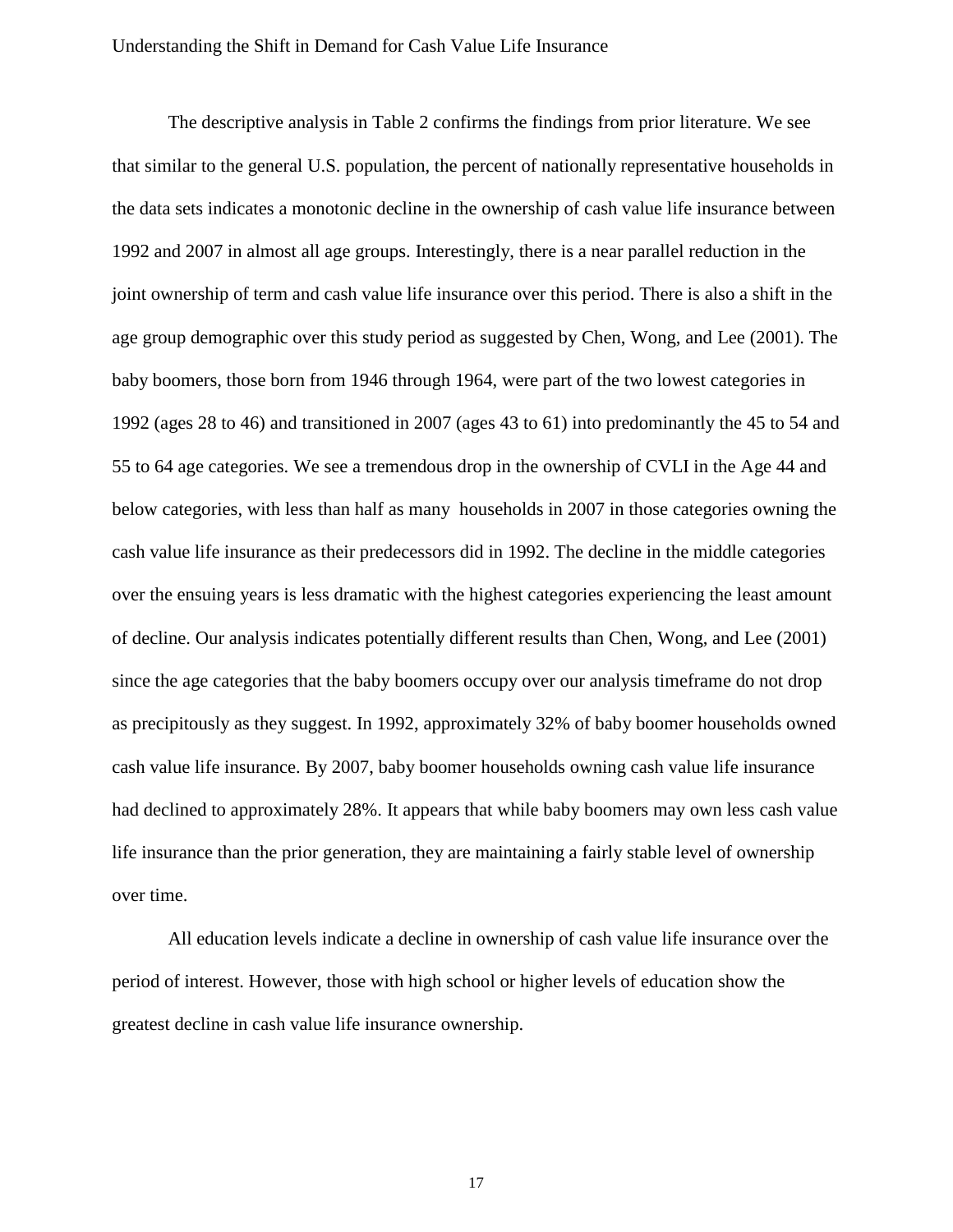The descriptive analysis in Table 2 confirms the findings from prior literature. We see that similar to the general U.S. population, the percent of nationally representative households in the data sets indicates a monotonic decline in the ownership of cash value life insurance between 1992 and 2007 in almost all age groups. Interestingly, there is a near parallel reduction in the joint ownership of term and cash value life insurance over this period. There is also a shift in the age group demographic over this study period as suggested by Chen, Wong, and Lee (2001). The baby boomers, those born from 1946 through 1964, were part of the two lowest categories in 1992 (ages 28 to 46) and transitioned in 2007 (ages 43 to 61) into predominantly the 45 to 54 and 55 to 64 age categories. We see a tremendous drop in the ownership of CVLI in the Age 44 and below categories, with less than half as many households in 2007 in those categories owning the cash value life insurance as their predecessors did in 1992. The decline in the middle categories over the ensuing years is less dramatic with the highest categories experiencing the least amount of decline. Our analysis indicates potentially different results than Chen, Wong, and Lee (2001) since the age categories that the baby boomers occupy over our analysis timeframe do not drop as precipitously as they suggest. In 1992, approximately 32% of baby boomer households owned cash value life insurance. By 2007, baby boomer households owning cash value life insurance had declined to approximately 28%. It appears that while baby boomers may own less cash value life insurance than the prior generation, they are maintaining a fairly stable level of ownership over time.

All education levels indicate a decline in ownership of cash value life insurance over the period of interest. However, those with high school or higher levels of education show the greatest decline in cash value life insurance ownership.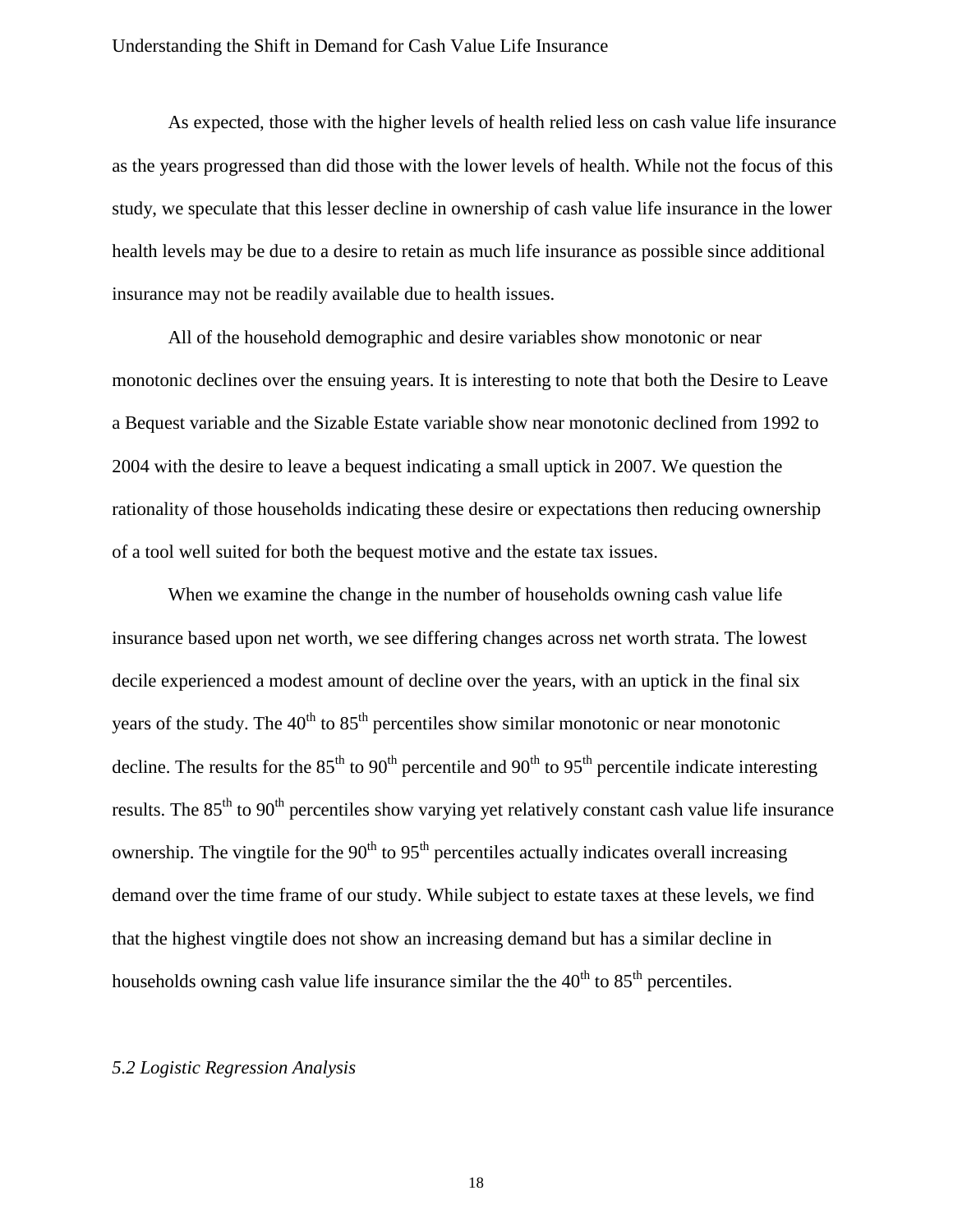As expected, those with the higher levels of health relied less on cash value life insurance as the years progressed than did those with the lower levels of health. While not the focus of this study, we speculate that this lesser decline in ownership of cash value life insurance in the lower health levels may be due to a desire to retain as much life insurance as possible since additional insurance may not be readily available due to health issues.

All of the household demographic and desire variables show monotonic or near monotonic declines over the ensuing years. It is interesting to note that both the Desire to Leave a Bequest variable and the Sizable Estate variable show near monotonic declined from 1992 to 2004 with the desire to leave a bequest indicating a small uptick in 2007. We question the rationality of those households indicating these desire or expectations then reducing ownership of a tool well suited for both the bequest motive and the estate tax issues.

When we examine the change in the number of households owning cash value life insurance based upon net worth, we see differing changes across net worth strata. The lowest decile experienced a modest amount of decline over the years, with an uptick in the final six years of the study. The 40th to 85th percentiles show similar monotonic or near monotonic decline. The results for the 85th to 90th percentile and 90th to 95th percentile indicate interesting results. The 85th to 90th percentiles show varying yet relatively constant cash value life insurance ownership. The vingtile for the 90th to 95th percentiles actually indicates overall increasing demand over the time frame of our study. While subject to estate taxes at these levels, we find that the highest vingtile does not show an increasing demand but has a similar decline in households owning cash value life insurance similar the the 40th to 85th percentiles.

### *5.2 Logistic Regression Analysis*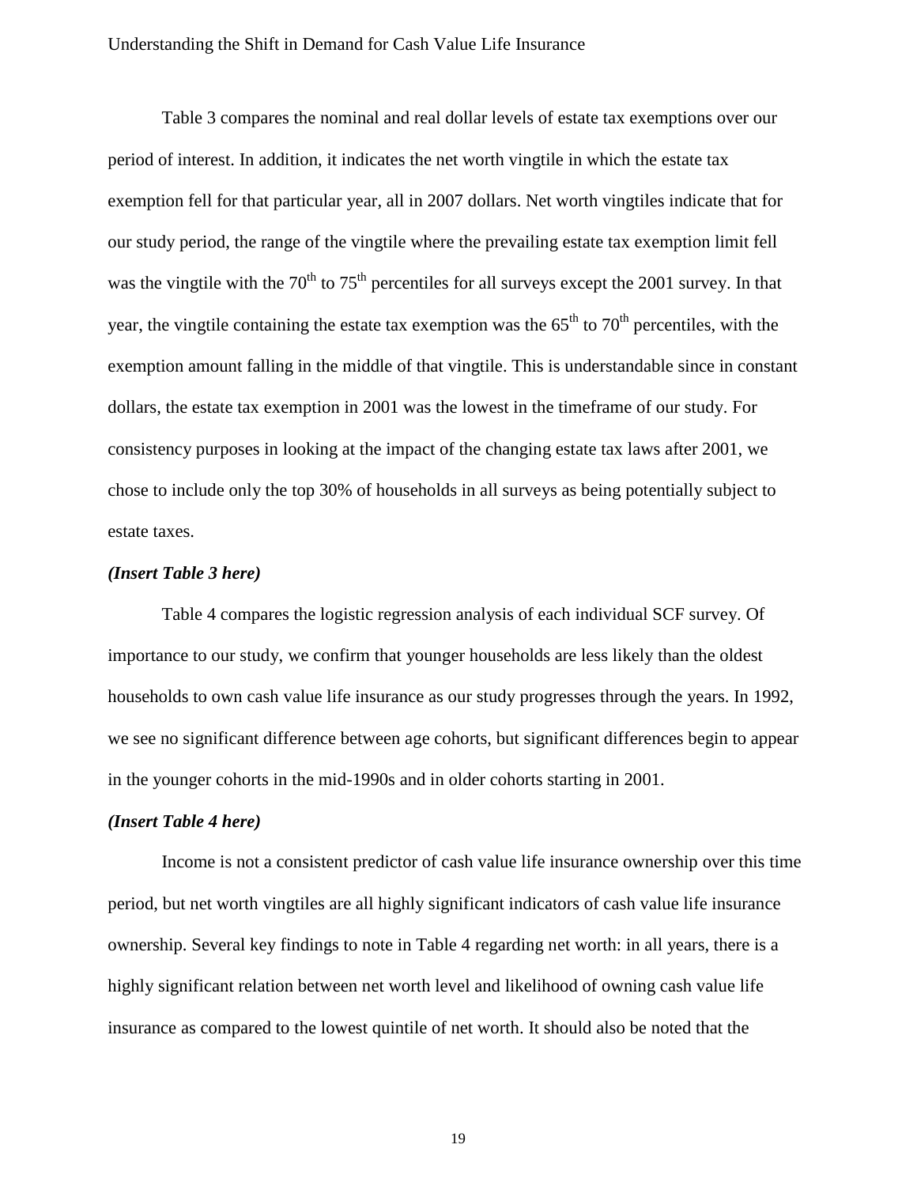Table 3 compares the nominal and real dollar levels of estate tax exemptions over our period of interest. In addition, it indicates the net worth vingtile in which the estate tax exemption fell for that particular year, all in 2007 dollars. Net worth vingtiles indicate that for our study period, the range of the vingtile where the prevailing estate tax exemption limit fell was the vingtile with the 70$^{th}$ to 75$^{th}$ percentiles for all surveys except the 2001 survey. In that year, the vingtile containing the estate tax exemption was the 65$^{th}$ to 70$^{th}$ percentiles, with the exemption amount falling in the middle of that vingtile. This is understandable since in constant dollars, the estate tax exemption in 2001 was the lowest in the timeframe of our study. For consistency purposes in looking at the impact of the changing estate tax laws after 2001, we chose to include only the top 30% of households in all surveys as being potentially subject to estate taxes.

***(Insert Table 3 here)***

Table 4 compares the logistic regression analysis of each individual SCF survey. Of importance to our study, we confirm that younger households are less likely than the oldest households to own cash value life insurance as our study progresses through the years. In 1992, we see no significant difference between age cohorts, but significant differences begin to appear in the younger cohorts in the mid-1990s and in older cohorts starting in 2001.

***(Insert Table 4 here)***

Income is not a consistent predictor of cash value life insurance ownership over this time period, but net worth vingtiles are all highly significant indicators of cash value life insurance ownership. Several key findings to note in Table 4 regarding net worth: in all years, there is a highly significant relation between net worth level and likelihood of owning cash value life insurance as compared to the lowest quintile of net worth. It should also be noted that the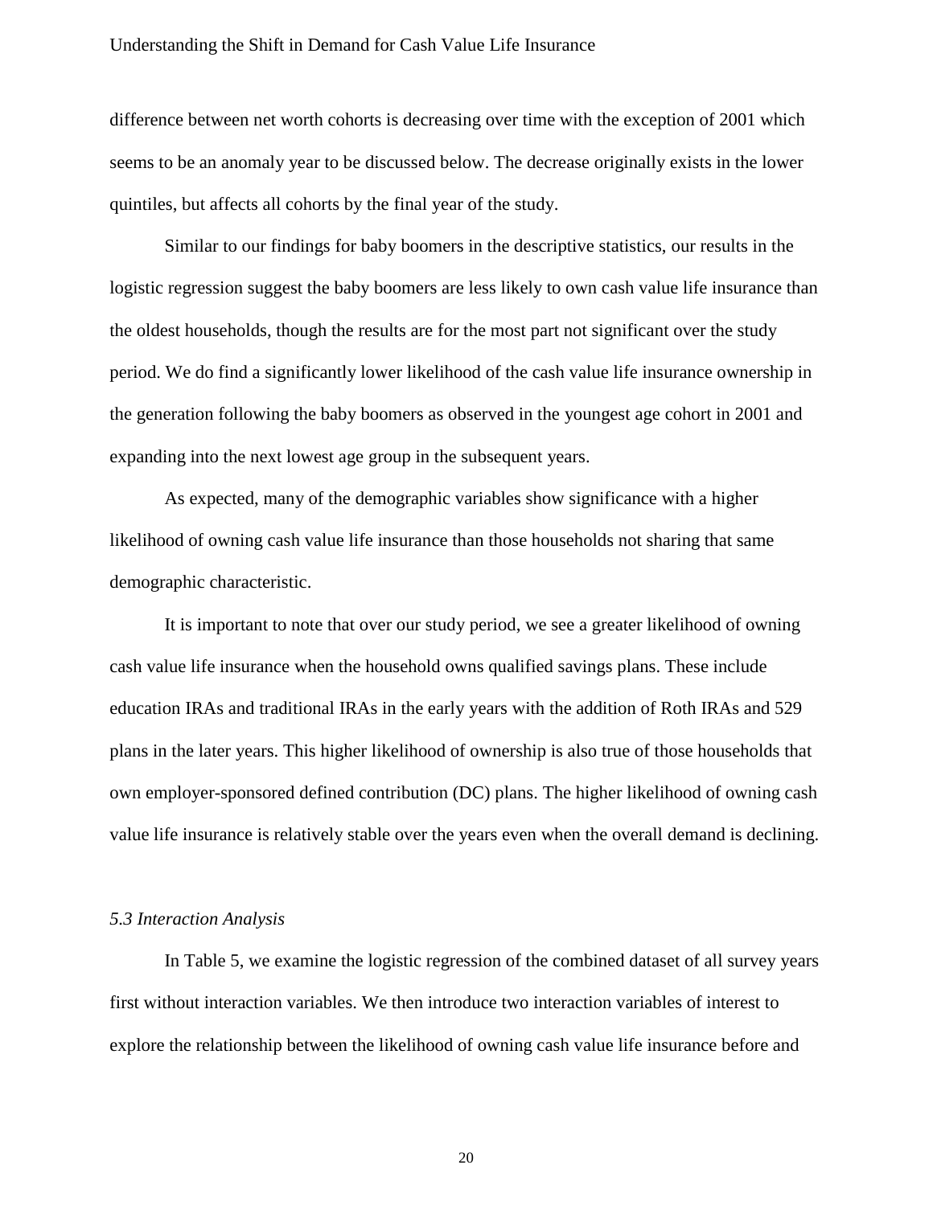difference between net worth cohorts is decreasing over time with the exception of 2001 which seems to be an anomaly year to be discussed below. The decrease originally exists in the lower quintiles, but affects all cohorts by the final year of the study.

Similar to our findings for baby boomers in the descriptive statistics, our results in the logistic regression suggest the baby boomers are less likely to own cash value life insurance than the oldest households, though the results are for the most part not significant over the study period. We do find a significantly lower likelihood of the cash value life insurance ownership in the generation following the baby boomers as observed in the youngest age cohort in 2001 and expanding into the next lowest age group in the subsequent years.

As expected, many of the demographic variables show significance with a higher likelihood of owning cash value life insurance than those households not sharing that same demographic characteristic.

It is important to note that over our study period, we see a greater likelihood of owning cash value life insurance when the household owns qualified savings plans. These include education IRAs and traditional IRAs in the early years with the addition of Roth IRAs and 529 plans in the later years. This higher likelihood of ownership is also true of those households that own employer-sponsored defined contribution (DC) plans. The higher likelihood of owning cash value life insurance is relatively stable over the years even when the overall demand is declining.

### *5.3 Interaction Analysis*

In Table 5, we examine the logistic regression of the combined dataset of all survey years first without interaction variables. We then introduce two interaction variables of interest to explore the relationship between the likelihood of owning cash value life insurance before and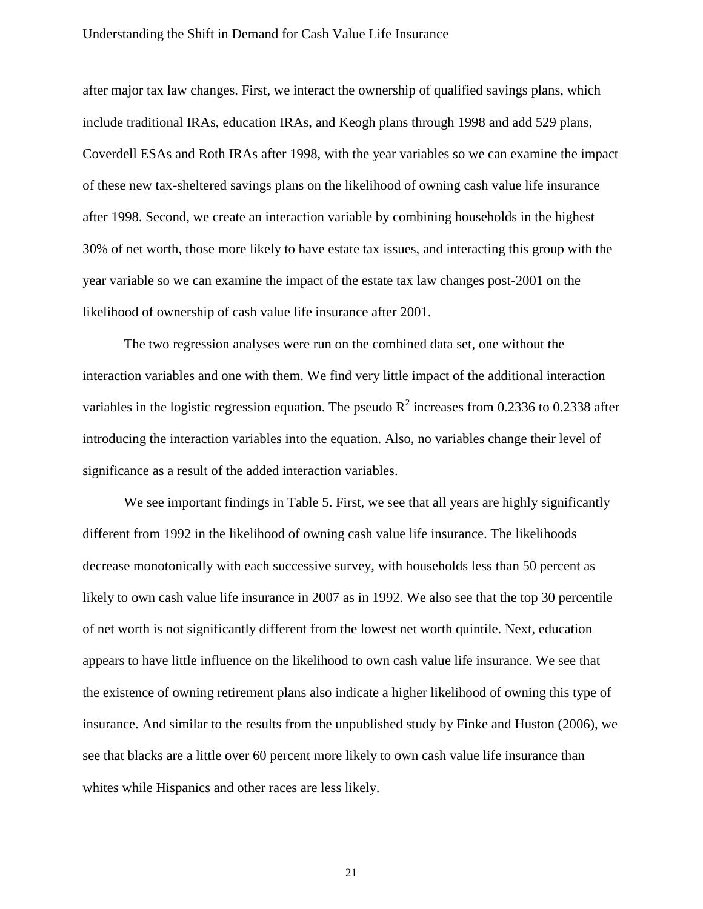after major tax law changes. First, we interact the ownership of qualified savings plans, which include traditional IRAs, education IRAs, and Keogh plans through 1998 and add 529 plans, Coverdell ESAs and Roth IRAs after 1998, with the year variables so we can examine the impact of these new tax-sheltered savings plans on the likelihood of owning cash value life insurance after 1998. Second, we create an interaction variable by combining households in the highest 30% of net worth, those more likely to have estate tax issues, and interacting this group with the year variable so we can examine the impact of the estate tax law changes post-2001 on the likelihood of ownership of cash value life insurance after 2001.

The two regression analyses were run on the combined data set, one without the interaction variables and one with them. We find very little impact of the additional interaction variables in the logistic regression equation. The pseudo $R^2$ increases from 0.2336 to 0.2338 after introducing the interaction variables into the equation. Also, no variables change their level of significance as a result of the added interaction variables.

We see important findings in Table 5. First, we see that all years are highly significantly different from 1992 in the likelihood of owning cash value life insurance. The likelihoods decrease monotonically with each successive survey, with households less than 50 percent as likely to own cash value life insurance in 2007 as in 1992. We also see that the top 30 percentile of net worth is not significantly different from the lowest net worth quintile. Next, education appears to have little influence on the likelihood to own cash value life insurance. We see that the existence of owning retirement plans also indicate a higher likelihood of owning this type of insurance. And similar to the results from the unpublished study by Finke and Huston (2006), we see that blacks are a little over 60 percent more likely to own cash value life insurance than whites while Hispanics and other races are less likely.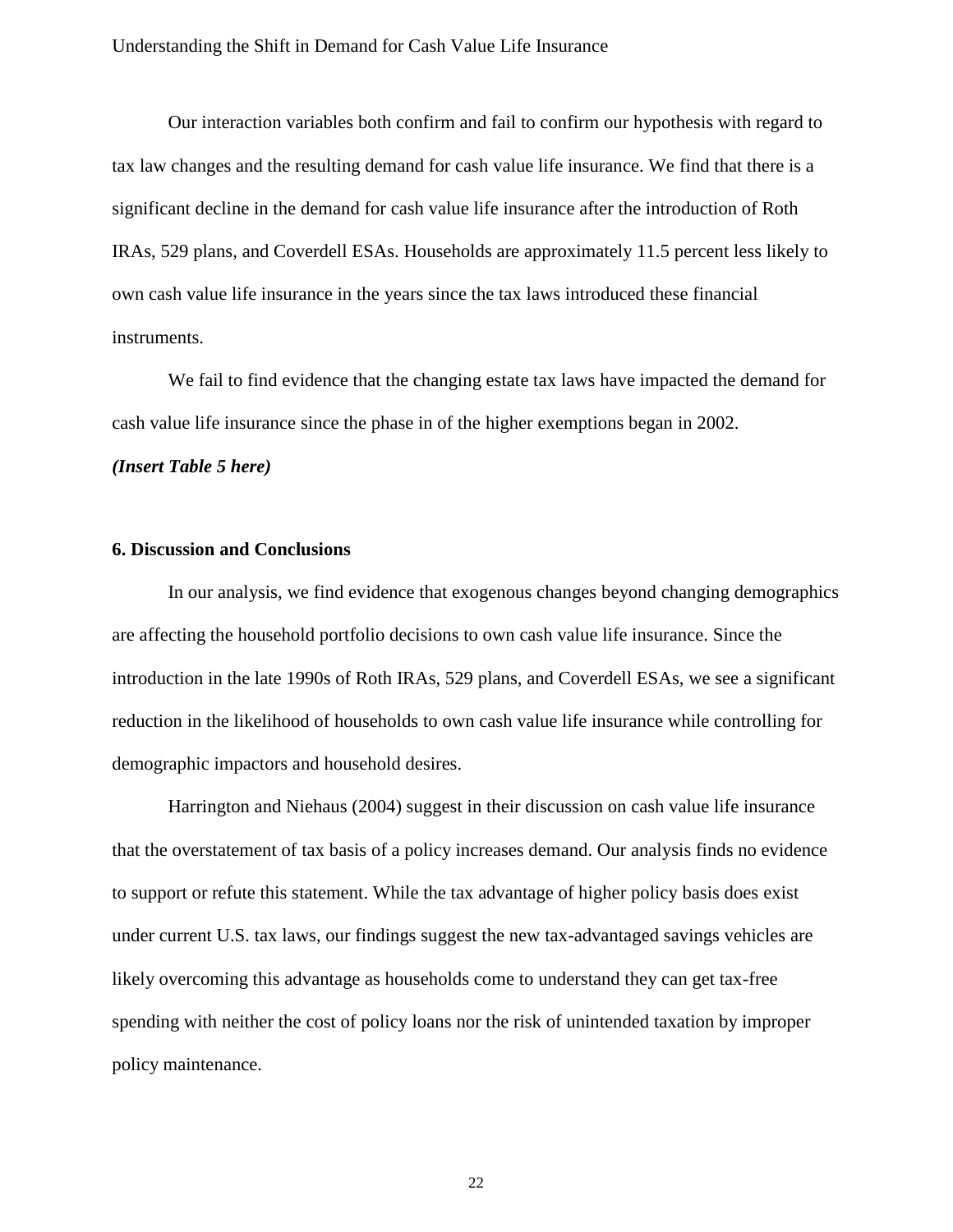Our interaction variables both confirm and fail to confirm our hypothesis with regard to tax law changes and the resulting demand for cash value life insurance. We find that there is a significant decline in the demand for cash value life insurance after the introduction of Roth IRAs, 529 plans, and Coverdell ESAs. Households are approximately 11.5 percent less likely to own cash value life insurance in the years since the tax laws introduced these financial instruments.

We fail to find evidence that the changing estate tax laws have impacted the demand for cash value life insurance since the phase in of the higher exemptions began in 2002.

***(Insert Table 5 here)***

## 6. Discussion and Conclusions

In our analysis, we find evidence that exogenous changes beyond changing demographics are affecting the household portfolio decisions to own cash value life insurance. Since the introduction in the late 1990s of Roth IRAs, 529 plans, and Coverdell ESAs, we see a significant reduction in the likelihood of households to own cash value life insurance while controlling for demographic impactors and household desires.

Harrington and Niehaus (2004) suggest in their discussion on cash value life insurance that the overstatement of tax basis of a policy increases demand. Our analysis finds no evidence to support or refute this statement. While the tax advantage of higher policy basis does exist under current U.S. tax laws, our findings suggest the new tax-advantaged savings vehicles are likely overcoming this advantage as households come to understand they can get tax-free spending with neither the cost of policy loans nor the risk of unintended taxation by improper policy maintenance.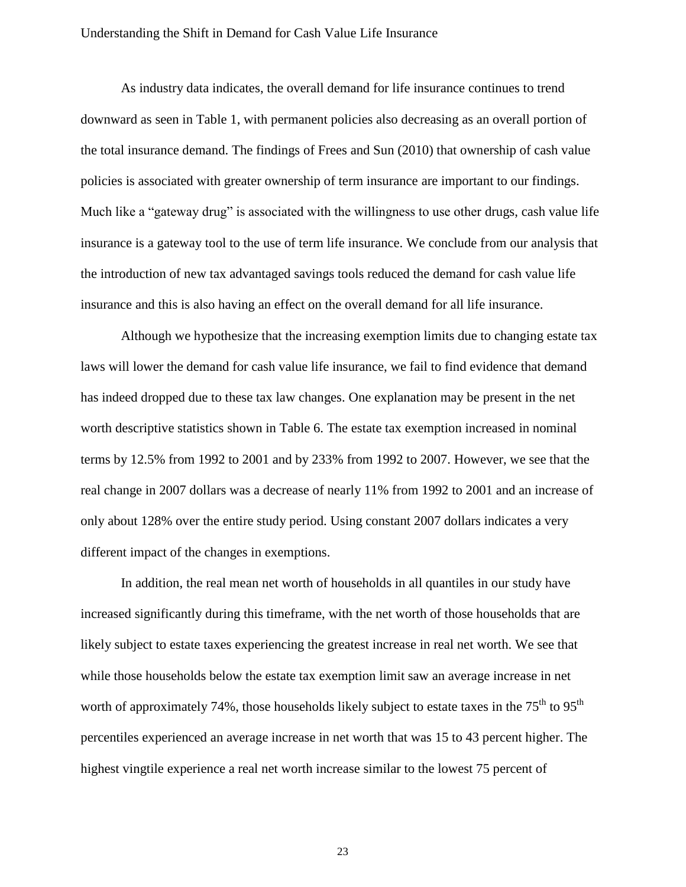As industry data indicates, the overall demand for life insurance continues to trend downward as seen in Table 1, with permanent policies also decreasing as an overall portion of the total insurance demand. The findings of Frees and Sun (2010) that ownership of cash value policies is associated with greater ownership of term insurance are important to our findings. Much like a "gateway drug" is associated with the willingness to use other drugs, cash value life insurance is a gateway tool to the use of term life insurance. We conclude from our analysis that the introduction of new tax advantaged savings tools reduced the demand for cash value life insurance and this is also having an effect on the overall demand for all life insurance.

Although we hypothesize that the increasing exemption limits due to changing estate tax laws will lower the demand for cash value life insurance, we fail to find evidence that demand has indeed dropped due to these tax law changes. One explanation may be present in the net worth descriptive statistics shown in Table 6. The estate tax exemption increased in nominal terms by 12.5% from 1992 to 2001 and by 233% from 1992 to 2007. However, we see that the real change in 2007 dollars was a decrease of nearly 11% from 1992 to 2001 and an increase of only about 128% over the entire study period. Using constant 2007 dollars indicates a very different impact of the changes in exemptions.

In addition, the real mean net worth of households in all quantiles in our study have increased significantly during this timeframe, with the net worth of those households that are likely subject to estate taxes experiencing the greatest increase in real net worth. We see that while those households below the estate tax exemption limit saw an average increase in net worth of approximately 74%, those households likely subject to estate taxes in the 75$^{th}$ to 95$^{th}$ percentiles experienced an average increase in net worth that was 15 to 43 percent higher. The highest vingtile experience a real net worth increase similar to the lowest 75 percent of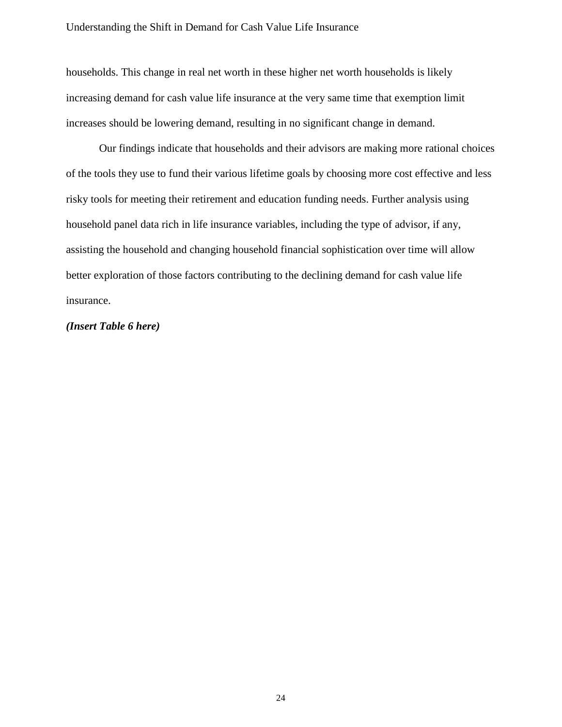households. This change in real net worth in these higher net worth households is likely increasing demand for cash value life insurance at the very same time that exemption limit increases should be lowering demand, resulting in no significant change in demand.

Our findings indicate that households and their advisors are making more rational choices of the tools they use to fund their various lifetime goals by choosing more cost effective and less risky tools for meeting their retirement and education funding needs. Further analysis using household panel data rich in life insurance variables, including the type of advisor, if any, assisting the household and changing household financial sophistication over time will allow better exploration of those factors contributing to the declining demand for cash value life insurance.

***(Insert Table 6 here)***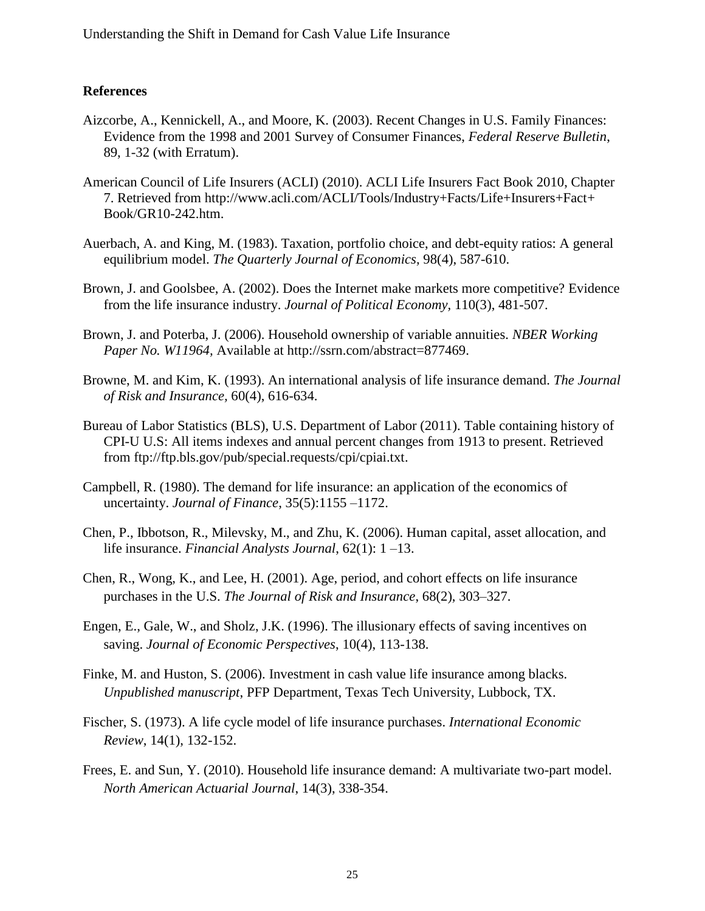## References

Aizcorbe, A., Kennickell, A., and Moore, K. (2003). Recent Changes in U.S. Family Finances: Evidence from the 1998 and 2001 Survey of Consumer Finances, *Federal Reserve Bulletin*, 89, 1-32 (with Erratum).

American Council of Life Insurers (ACLI) (2010). ACLI Life Insurers Fact Book 2010, Chapter 7. Retrieved from http://www.acli.com/ACLI/Tools/Industry+Facts/Life+Insurers+Fact+Book/GR10-242.htm.

Auerbach, A. and King, M. (1983). Taxation, portfolio choice, and debt-equity ratios: A general equilibrium model. *The Quarterly Journal of Economics*, 98(4), 587-610.

Brown, J. and Goolsbee, A. (2002). Does the Internet make markets more competitive? Evidence from the life insurance industry. *Journal of Political Economy*, 110(3), 481-507.

Brown, J. and Poterba, J. (2006). Household ownership of variable annuities. *NBER Working Paper No. W11964*, Available at http://ssrn.com/abstract=877469.

Browne, M. and Kim, K. (1993). An international analysis of life insurance demand. *The Journal of Risk and Insurance*, 60(4), 616-634.

Bureau of Labor Statistics (BLS), U.S. Department of Labor (2011). Table containing history of CPI-U U.S: All items indexes and annual percent changes from 1913 to present. Retrieved from ftp://ftp.bls.gov/pub/special.requests/cpi/cpiai.txt.

Campbell, R. (1980). The demand for life insurance: an application of the economics of uncertainty. *Journal of Finance*, 35(5):1155 –1172.

Chen, P., Ibbotson, R., Milevsky, M., and Zhu, K. (2006). Human capital, asset allocation, and life insurance. *Financial Analysts Journal*, 62(1): 1 –13.

Chen, R., Wong, K., and Lee, H. (2001). Age, period, and cohort effects on life insurance purchases in the U.S. *The Journal of Risk and Insurance*, 68(2), 303–327.

Engen, E., Gale, W., and Sholz, J.K. (1996). The illusionary effects of saving incentives on saving. *Journal of Economic Perspectives*, 10(4), 113-138.

Finke, M. and Huston, S. (2006). Investment in cash value life insurance among blacks. *Unpublished manuscript*, PFP Department, Texas Tech University, Lubbock, TX.

Fischer, S. (1973). A life cycle model of life insurance purchases. *International Economic Review*, 14(1), 132-152.

Frees, E. and Sun, Y. (2010). Household life insurance demand: A multivariate two-part model. *North American Actuarial Journal*, 14(3), 338-354.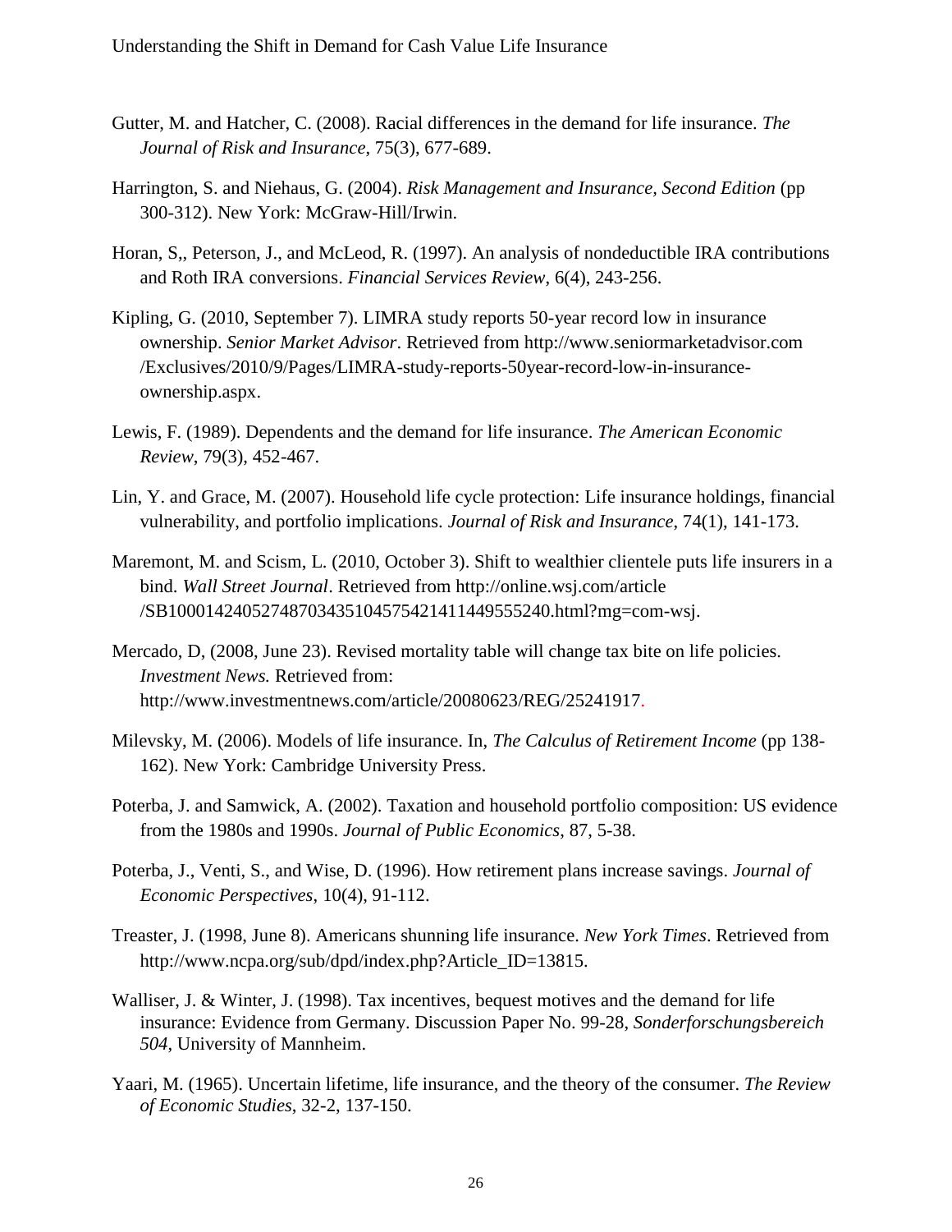Gutter, M. and Hatcher, C. (2008). Racial differences in the demand for life insurance. *The Journal of Risk and Insurance*, 75(3), 677-689.

Harrington, S. and Niehaus, G. (2004). *Risk Management and Insurance, Second Edition* (pp 300-312). New York: McGraw-Hill/Irwin.

Horan, S,, Peterson, J., and McLeod, R. (1997). An analysis of nondeductible IRA contributions and Roth IRA conversions. *Financial Services Review*, 6(4), 243-256.

Kipling, G. (2010, September 7). LIMRA study reports 50-year record low in insurance ownership. *Senior Market Advisor*. Retrieved from http://www.seniormarketadvisor.com /Exclusives/2010/9/Pages/LIMRA-study-reports-50year-record-low-in-insurance-ownership.aspx.

Lewis, F. (1989). Dependents and the demand for life insurance. *The American Economic Review*, 79(3), 452-467.

Lin, Y. and Grace, M. (2007). Household life cycle protection: Life insurance holdings, financial vulnerability, and portfolio implications. *Journal of Risk and Insurance*, 74(1), 141-173.

Maremont, M. and Scism, L. (2010, October 3). Shift to wealthier clientele puts life insurers in a bind. *Wall Street Journal*. Retrieved from http://online.wsj.com/article /SB10001424052748703435104575421411449555240.html?mg=com-wsj.

Mercado, D, (2008, June 23). Revised mortality table will change tax bite on life policies. *Investment News.* Retrieved from: http://www.investmentnews.com/article/20080623/REG/25241917.

Milevsky, M. (2006). Models of life insurance. In, *The Calculus of Retirement Income* (pp 138-162). New York: Cambridge University Press.

Poterba, J. and Samwick, A. (2002). Taxation and household portfolio composition: US evidence from the 1980s and 1990s. *Journal of Public Economics*, 87, 5-38.

Poterba, J., Venti, S., and Wise, D. (1996). How retirement plans increase savings. *Journal of Economic Perspectives*, 10(4), 91-112.

Treaster, J. (1998, June 8). Americans shunning life insurance. *New York Times*. Retrieved from http://www.ncpa.org/sub/dpd/index.php?Article_ID=13815.

Walliser, J. & Winter, J. (1998). Tax incentives, bequest motives and the demand for life insurance: Evidence from Germany. Discussion Paper No. 99-28, *Sonderforschungsbereich 504*, University of Mannheim.

Yaari, M. (1965). Uncertain lifetime, life insurance, and the theory of the consumer. *The Review of Economic Studies*, 32-2, 137-150.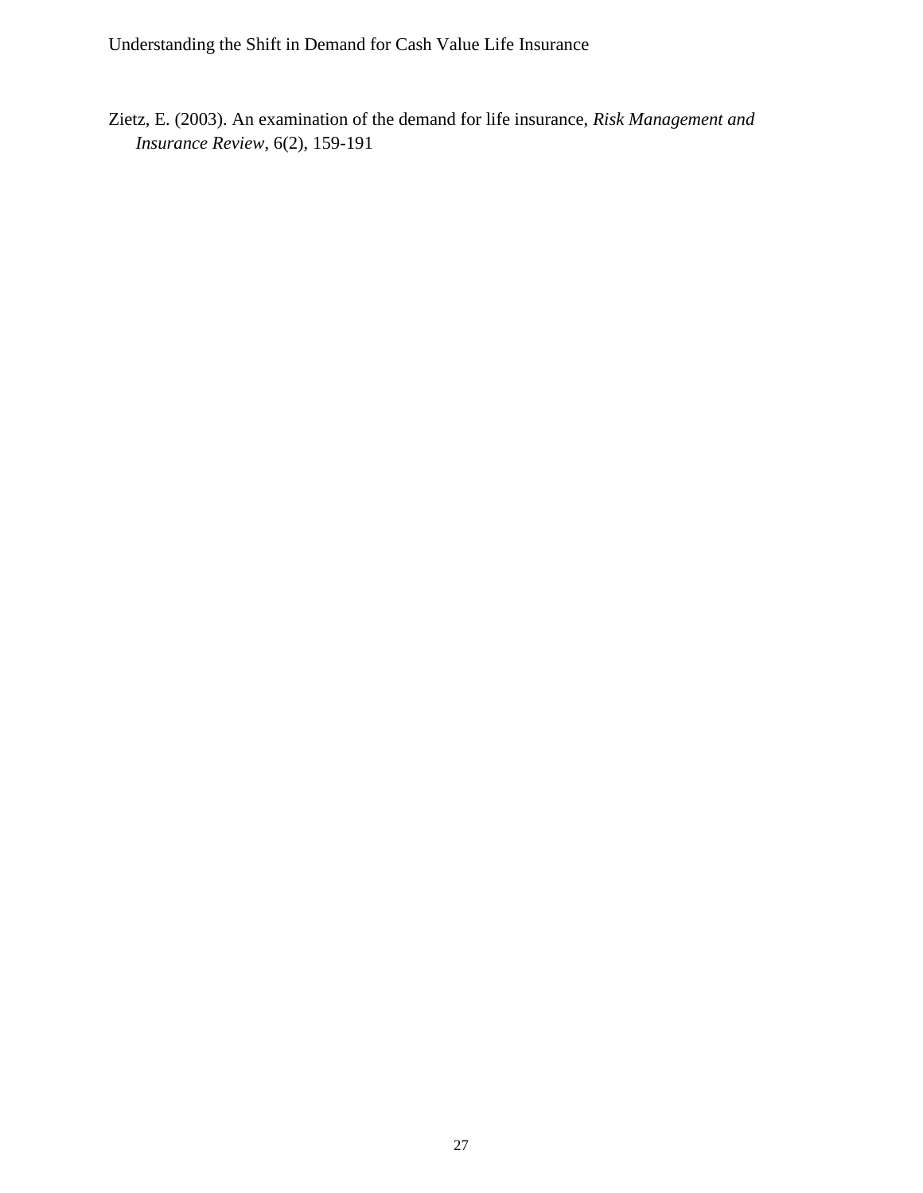Zietz, E. (2003). An examination of the demand for life insurance, *Risk Management and Insurance Review*, 6(2), 159-191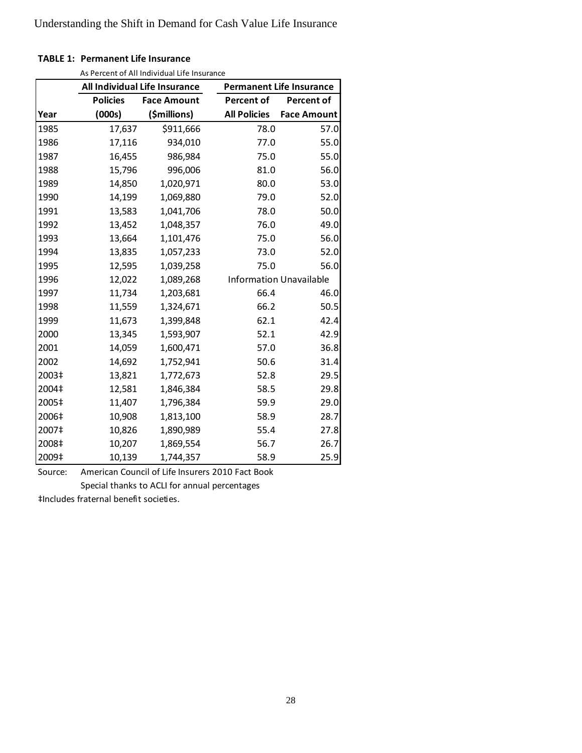**TABLE 1: Permanent Life Insurance**

As Percent of All Individual Life Insurance

| | All Individual Life Insurance | | Permanent Life Insurance | |
|---|---|---|---|---|
| | Policies | Face Amount | Percent of | Percent of |
| Year | (000s) | ($millions) | All Policies | Face Amount |
| 1985 | 17,637 | $911,666 | 78.0 | 57.0 |
| 1986 | 17,116 | 934,010 | 77.0 | 55.0 |
| 1987 | 16,455 | 986,984 | 75.0 | 55.0 |
| 1988 | 15,796 | 996,006 | 81.0 | 56.0 |
| 1989 | 14,850 | 1,020,971 | 80.0 | 53.0 |
| 1990 | 14,199 | 1,069,880 | 79.0 | 52.0 |
| 1991 | 13,583 | 1,041,706 | 78.0 | 50.0 |
| 1992 | 13,452 | 1,048,357 | 76.0 | 49.0 |
| 1993 | 13,664 | 1,101,476 | 75.0 | 56.0 |
| 1994 | 13,835 | 1,057,233 | 73.0 | 52.0 |
| 1995 | 12,595 | 1,039,258 | 75.0 | 56.0 |
| 1996 | 12,022 | 1,089,268 | Information Unavailable | |
| 1997 | 11,734 | 1,203,681 | 66.4 | 46.0 |
| 1998 | 11,559 | 1,324,671 | 66.2 | 50.5 |
| 1999 | 11,673 | 1,399,848 | 62.1 | 42.4 |
| 2000 | 13,345 | 1,593,907 | 52.1 | 42.9 |
| 2001 | 14,059 | 1,600,471 | 57.0 | 36.8 |
| 2002 | 14,692 | 1,752,941 | 50.6 | 31.4 |
| 2003‡ | 13,821 | 1,772,673 | 52.8 | 29.5 |
| 2004‡ | 12,581 | 1,846,384 | 58.5 | 29.8 |
| 2005‡ | 11,407 | 1,796,384 | 59.9 | 29.0 |
| 2006‡ | 10,908 | 1,813,100 | 58.9 | 28.7 |
| 2007‡ | 10,826 | 1,890,989 | 55.4 | 27.8 |
| 2008‡ | 10,207 | 1,869,554 | 56.7 | 26.7 |
| 2009‡ | 10,139 | 1,744,357 | 58.9 | 25.9 |

Source: American Council of Life Insurers 2010 Fact Book

Special thanks to ACLI for annual percentages

‡Includes fraternal benefit societies.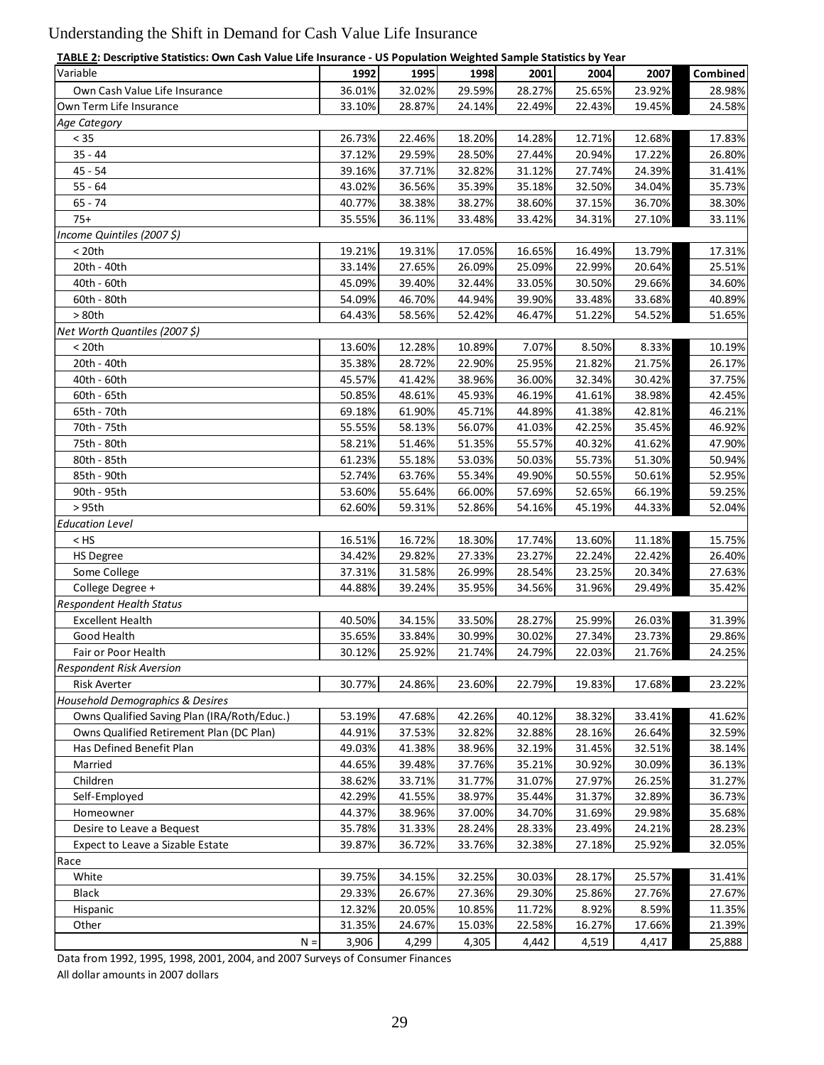**TABLE 2: Descriptive Statistics: Own Cash Value Life Insurance - US Population Weighted Sample Statistics by Year**

| Variable | 1992 | 1995 | 1998 | 2001 | 2004 | 2007 | Combined |
|---|---|---|---|---|---|---|---|
| Own Cash Value Life Insurance | 36.01% | 32.02% | 29.59% | 28.27% | 25.65% | 23.92% | 28.98% |
| Own Term Life Insurance | 33.10% | 28.87% | 24.14% | 22.49% | 22.43% | 19.45% | 24.58% |
| *Age Category* | | | | | | | |
| < 35 | 26.73% | 22.46% | 18.20% | 14.28% | 12.71% | 12.68% | 17.83% |
| 35 - 44 | 37.12% | 29.59% | 28.50% | 27.44% | 20.94% | 17.22% | 26.80% |
| 45 - 54 | 39.16% | 37.71% | 32.82% | 31.12% | 27.74% | 24.39% | 31.41% |
| 55 - 64 | 43.02% | 36.56% | 35.39% | 35.18% | 32.50% | 34.04% | 35.73% |
| 65 - 74 | 40.77% | 38.38% | 38.27% | 38.60% | 37.15% | 36.70% | 38.30% |
| 75+ | 35.55% | 36.11% | 33.48% | 33.42% | 34.31% | 27.10% | 33.11% |
| *Income Quintiles (2007 $)* | | | | | | | |
| < 20th | 19.21% | 19.31% | 17.05% | 16.65% | 16.49% | 13.79% | 17.31% |
| 20th - 40th | 33.14% | 27.65% | 26.09% | 25.09% | 22.99% | 20.64% | 25.51% |
| 40th - 60th | 45.09% | 39.40% | 32.44% | 33.05% | 30.50% | 29.66% | 34.60% |
| 60th - 80th | 54.09% | 46.70% | 44.94% | 39.90% | 33.48% | 33.68% | 40.89% |
| > 80th | 64.43% | 58.56% | 52.42% | 46.47% | 51.22% | 54.52% | 51.65% |
| *Net Worth Quantiles (2007 $)* | | | | | | | |
| < 20th | 13.60% | 12.28% | 10.89% | 7.07% | 8.50% | 8.33% | 10.19% |
| 20th - 40th | 35.38% | 28.72% | 22.90% | 25.95% | 21.82% | 21.75% | 26.17% |
| 40th - 60th | 45.57% | 41.42% | 38.96% | 36.00% | 32.34% | 30.42% | 37.75% |
| 60th - 65th | 50.85% | 48.61% | 45.93% | 46.19% | 41.61% | 38.98% | 42.45% |
| 65th - 70th | 69.18% | 61.90% | 45.71% | 44.89% | 41.38% | 42.81% | 46.21% |
| 70th - 75th | 55.55% | 58.13% | 56.07% | 41.03% | 42.25% | 35.45% | 46.92% |
| 75th - 80th | 58.21% | 51.46% | 51.35% | 55.57% | 40.32% | 41.62% | 47.90% |
| 80th - 85th | 61.23% | 55.18% | 53.03% | 50.03% | 55.73% | 51.30% | 50.94% |
| 85th - 90th | 52.74% | 63.76% | 55.34% | 49.90% | 50.55% | 50.61% | 52.95% |
| 90th - 95th | 53.60% | 55.64% | 66.00% | 57.69% | 52.65% | 66.19% | 59.25% |
| > 95th | 62.60% | 59.31% | 52.86% | 54.16% | 45.19% | 44.33% | 52.04% |
| *Education Level* | | | | | | | |
| < HS | 16.51% | 16.72% | 18.30% | 17.74% | 13.60% | 11.18% | 15.75% |
| HS Degree | 34.42% | 29.82% | 27.33% | 23.27% | 22.24% | 22.42% | 26.40% |
| Some College | 37.31% | 31.58% | 26.99% | 28.54% | 23.25% | 20.34% | 27.63% |
| College Degree + | 44.88% | 39.24% | 35.95% | 34.56% | 31.96% | 29.49% | 35.42% |
| *Respondent Health Status* | | | | | | | |
| Excellent Health | 40.50% | 34.15% | 33.50% | 28.27% | 25.99% | 26.03% | 31.39% |
| Good Health | 35.65% | 33.84% | 30.99% | 30.02% | 27.34% | 23.73% | 29.86% |
| Fair or Poor Health | 30.12% | 25.92% | 21.74% | 24.79% | 22.03% | 21.76% | 24.25% |
| *Respondent Risk Aversion* | | | | | | | |
| Risk Averter | 30.77% | 24.86% | 23.60% | 22.79% | 19.83% | 17.68% | 23.22% |
| *Household Demographics & Desires* | | | | | | | |
| Owns Qualified Saving Plan (IRA/Roth/Educ.) | 53.19% | 47.68% | 42.26% | 40.12% | 38.32% | 33.41% | 41.62% |
| Owns Qualified Retirement Plan (DC Plan) | 44.91% | 37.53% | 32.82% | 32.88% | 28.16% | 26.64% | 32.59% |
| Has Defined Benefit Plan | 49.03% | 41.38% | 38.96% | 32.19% | 31.45% | 32.51% | 38.14% |
| Married | 44.65% | 39.48% | 37.76% | 35.21% | 30.92% | 30.09% | 36.13% |
| Children | 38.62% | 33.71% | 31.77% | 31.07% | 27.97% | 26.25% | 31.27% |
| Self-Employed | 42.29% | 41.55% | 38.97% | 35.44% | 31.37% | 32.89% | 36.73% |
| Homeowner | 44.37% | 38.96% | 37.00% | 34.70% | 31.69% | 29.98% | 35.68% |
| Desire to Leave a Bequest | 35.78% | 31.33% | 28.24% | 28.33% | 23.49% | 24.21% | 28.23% |
| Expect to Leave a Sizable Estate | 39.87% | 36.72% | 33.76% | 32.38% | 27.18% | 25.92% | 32.05% |
| Race | | | | | | | |
| White | 39.75% | 34.15% | 32.25% | 30.03% | 28.17% | 25.57% | 31.41% |
| Black | 29.33% | 26.67% | 27.36% | 29.30% | 25.86% | 27.76% | 27.67% |
| Hispanic | 12.32% | 20.05% | 10.85% | 11.72% | 8.92% | 8.59% | 11.35% |
| Other | 31.35% | 24.67% | 15.03% | 22.58% | 16.27% | 17.66% | 21.39% |
| N = | 3,906 | 4,299 | 4,305 | 4,442 | 4,519 | 4,417 | 25,888 |

Data from 1992, 1995, 1998, 2001, 2004, and 2007 Surveys of Consumer Finances

All dollar amounts in 2007 dollars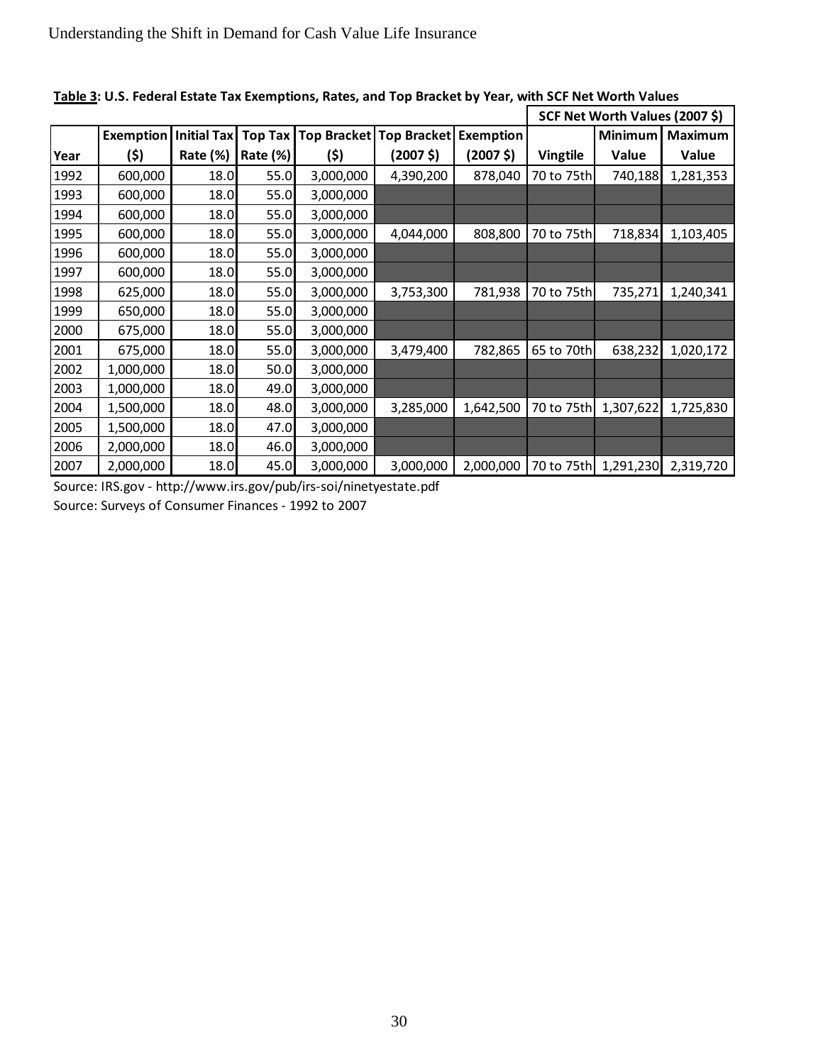**Table 3: U.S. Federal Estate Tax Exemptions, Rates, and Top Bracket by Year, with SCF Net Worth Values**

| | | | | | | | SCF Net Worth Values (2007 $) | | |
|---|---|---|---|---|---|---|---|---|---|
| Year | Exemption ($) | Initial Tax Rate (%) | Top Tax Rate (%) | Top Bracket ($) | Top Bracket (2007 $) | Exemption (2007 $) | Vingtile | Minimum Value | Maximum Value |
| 1992 | 600,000 | 18.0 | 55.0 | 3,000,000 | 4,390,200 | 878,040 | 70 to 75th | 740,188 | 1,281,353 |
| 1993 | 600,000 | 18.0 | 55.0 | 3,000,000 | | | | | |
| 1994 | 600,000 | 18.0 | 55.0 | 3,000,000 | | | | | |
| 1995 | 600,000 | 18.0 | 55.0 | 3,000,000 | 4,044,000 | 808,800 | 70 to 75th | 718,834 | 1,103,405 |
| 1996 | 600,000 | 18.0 | 55.0 | 3,000,000 | | | | | |
| 1997 | 600,000 | 18.0 | 55.0 | 3,000,000 | | | | | |
| 1998 | 625,000 | 18.0 | 55.0 | 3,000,000 | 3,753,300 | 781,938 | 70 to 75th | 735,271 | 1,240,341 |
| 1999 | 650,000 | 18.0 | 55.0 | 3,000,000 | | | | | |
| 2000 | 675,000 | 18.0 | 55.0 | 3,000,000 | | | | | |
| 2001 | 675,000 | 18.0 | 55.0 | 3,000,000 | 3,479,400 | 782,865 | 65 to 70th | 638,232 | 1,020,172 |
| 2002 | 1,000,000 | 18.0 | 50.0 | 3,000,000 | | | | | |
| 2003 | 1,000,000 | 18.0 | 49.0 | 3,000,000 | | | | | |
| 2004 | 1,500,000 | 18.0 | 48.0 | 3,000,000 | 3,285,000 | 1,642,500 | 70 to 75th | 1,307,622 | 1,725,830 |
| 2005 | 1,500,000 | 18.0 | 47.0 | 3,000,000 | | | | | |
| 2006 | 2,000,000 | 18.0 | 46.0 | 3,000,000 | | | | | |
| 2007 | 2,000,000 | 18.0 | 45.0 | 3,000,000 | 3,000,000 | 2,000,000 | 70 to 75th | 1,291,230 | 2,319,720 |

Source: IRS.gov - http://www.irs.gov/pub/irs-soi/ninetyestate.pdf

Source: Surveys of Consumer Finances - 1992 to 2007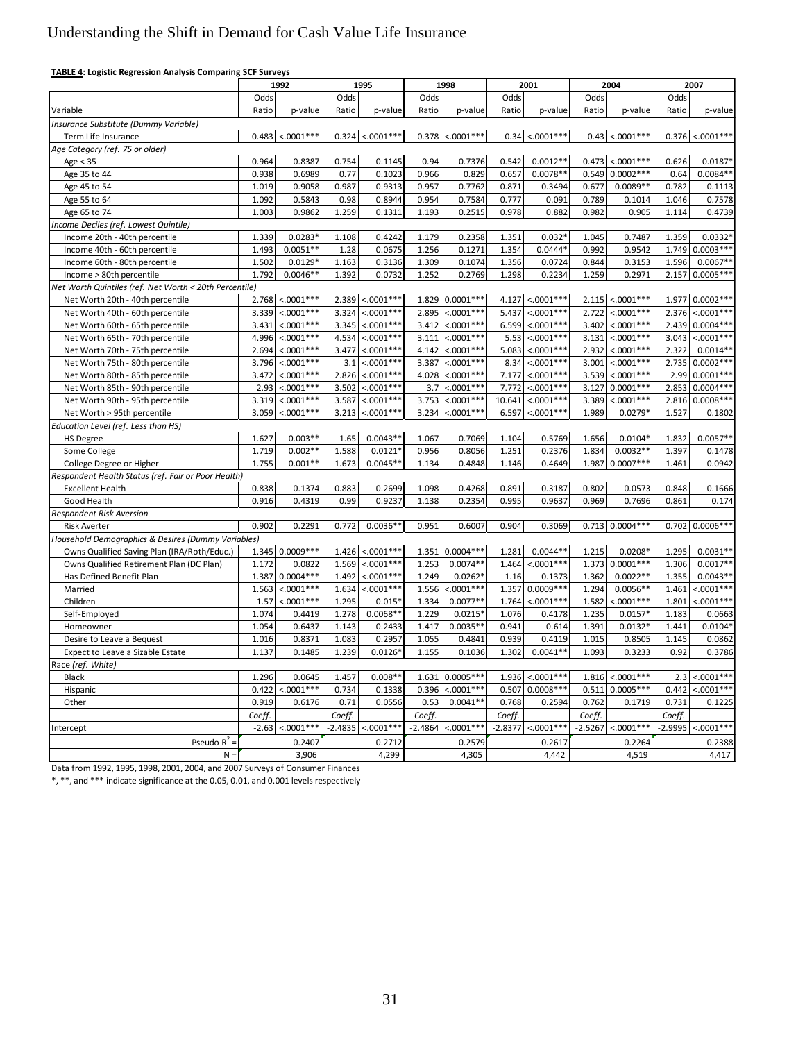**TABLE 4: Logistic Regression Analysis Comparing SCF Surveys**

| | 1992 | | 1995 | | 1998 | | 2001 | | 2004 | | 2007 | |
|---|---|---|---|---|---|---|---|---|---|---|---|---|
| Variable | Odds Ratio | p-value | Odds Ratio | p-value | Odds Ratio | p-value | Odds Ratio | p-value | Odds Ratio | p-value | Odds Ratio | p-value |
| *Insurance Substitute (Dummy Variable)* | | | | | | | | | | | | |
| Term Life Insurance | 0.483 | <.0001*** | 0.324 | <.0001*** | 0.378 | <.0001*** | 0.34 | <.0001*** | 0.43 | <.0001*** | 0.376 | <.0001*** |
| *Age Category (ref. 75 or older)* | | | | | | | | | | | | |
| Age < 35 | 0.964 | 0.8387 | 0.754 | 0.1145 | 0.94 | 0.7376 | 0.542 | 0.0012** | 0.473 | <.0001*** | 0.626 | 0.0187* |
| Age 35 to 44 | 0.938 | 0.6989 | 0.77 | 0.1023 | 0.966 | 0.829 | 0.657 | 0.0078** | 0.549 | 0.0002*** | 0.64 | 0.0084** |
| Age 45 to 54 | 1.019 | 0.9058 | 0.987 | 0.9313 | 0.957 | 0.7762 | 0.871 | 0.3494 | 0.677 | 0.0089** | 0.782 | 0.1113 |
| Age 55 to 64 | 1.092 | 0.5843 | 0.98 | 0.8944 | 0.954 | 0.7584 | 0.777 | 0.091 | 0.789 | 0.1014 | 1.046 | 0.7578 |
| Age 65 to 74 | 1.003 | 0.9862 | 1.259 | 0.1311 | 1.193 | 0.2515 | 0.978 | 0.882 | 0.982 | 0.905 | 1.114 | 0.4739 |
| *Income Deciles (ref. Lowest Quintile)* | | | | | | | | | | | | |
| Income 20th - 40th percentile | 1.339 | 0.0283* | 1.108 | 0.4242 | 1.179 | 0.2358 | 1.351 | 0.032* | 1.045 | 0.7487 | 1.359 | 0.0332* |
| Income 40th - 60th percentile | 1.493 | 0.0051** | 1.28 | 0.0675 | 1.256 | 0.1271 | 1.354 | 0.0444* | 0.992 | 0.9542 | 1.749 | 0.0003*** |
| Income 60th - 80th percentile | 1.502 | 0.0129* | 1.163 | 0.3136 | 1.309 | 0.1074 | 1.356 | 0.0724 | 0.844 | 0.3153 | 1.596 | 0.0067** |
| Income > 80th percentile | 1.792 | 0.0046** | 1.392 | 0.0732 | 1.252 | 0.2769 | 1.298 | 0.2234 | 1.259 | 0.2971 | 2.157 | 0.0005*** |
| *Net Worth Quintiles (ref. Net Worth < 20th Percentile)* | | | | | | | | | | | | |
| Net Worth 20th - 40th percentile | 2.768 | <.0001*** | 2.389 | <.0001*** | 1.829 | 0.0001*** | 4.127 | <.0001*** | 2.115 | <.0001*** | 1.977 | 0.0002*** |
| Net Worth 40th - 60th percentile | 3.339 | <.0001*** | 3.324 | <.0001*** | 2.895 | <.0001*** | 5.437 | <.0001*** | 2.722 | <.0001*** | 2.376 | <.0001*** |
| Net Worth 60th - 65th percentile | 3.431 | <.0001*** | 3.345 | <.0001*** | 3.412 | <.0001*** | 6.599 | <.0001*** | 3.402 | <.0001*** | 2.439 | 0.0004*** |
| Net Worth 65th - 70th percentile | 4.996 | <.0001*** | 4.534 | <.0001*** | 3.111 | <.0001*** | 5.53 | <.0001*** | 3.131 | <.0001*** | 3.043 | <.0001*** |
| Net Worth 70th - 75th percentile | 2.694 | <.0001*** | 3.477 | <.0001*** | 4.142 | <.0001*** | 5.083 | <.0001*** | 2.932 | <.0001*** | 2.322 | 0.0014** |
| Net Worth 75th - 80th percentile | 3.796 | <.0001*** | 3.1 | <.0001*** | 3.387 | <.0001*** | 8.34 | <.0001*** | 3.001 | <.0001*** | 2.735 | 0.0002*** |
| Net Worth 80th - 85th percentile | 3.472 | <.0001*** | 2.826 | <.0001*** | 4.028 | <.0001*** | 7.177 | <.0001*** | 3.539 | <.0001*** | 2.99 | 0.0001*** |
| Net Worth 85th - 90th percentile | 2.93 | <.0001*** | 3.502 | <.0001*** | 3.7 | <.0001*** | 7.772 | <.0001*** | 3.127 | 0.0001*** | 2.853 | 0.0004*** |
| Net Worth 90th - 95th percentile | 3.319 | <.0001*** | 3.587 | <.0001*** | 3.753 | <.0001*** | 10.641 | <.0001*** | 3.389 | <.0001*** | 2.816 | 0.0008*** |
| Net Worth > 95th percentile | 3.059 | <.0001*** | 3.213 | <.0001*** | 3.234 | <.0001*** | 6.597 | <.0001*** | 1.989 | 0.0279* | 1.527 | 0.1802 |
| *Education Level (ref. Less than HS)* | | | | | | | | | | | | |
| HS Degree | 1.627 | 0.003** | 1.65 | 0.0043** | 1.067 | 0.7069 | 1.104 | 0.5769 | 1.656 | 0.0104* | 1.832 | 0.0057** |
| Some College | 1.719 | 0.002** | 1.588 | 0.0121* | 0.956 | 0.8056 | 1.251 | 0.2376 | 1.834 | 0.0032** | 1.397 | 0.1478 |
| College Degree or Higher | 1.755 | 0.001** | 1.673 | 0.0045** | 1.134 | 0.4848 | 1.146 | 0.4649 | 1.987 | 0.0007*** | 1.461 | 0.0942 |
| *Respondent Health Status (ref. Fair or Poor Health)* | | | | | | | | | | | | |
| Excellent Health | 0.838 | 0.1374 | 0.883 | 0.2699 | 1.098 | 0.4268 | 0.891 | 0.3187 | 0.802 | 0.0573 | 0.848 | 0.1666 |
| Good Health | 0.916 | 0.4319 | 0.99 | 0.9237 | 1.138 | 0.2354 | 0.995 | 0.9637 | 0.969 | 0.7696 | 0.861 | 0.174 |
| *Respondent Risk Aversion* | | | | | | | | | | | | |
| Risk Averter | 0.902 | 0.2291 | 0.772 | 0.0036** | 0.951 | 0.6007 | 0.904 | 0.3069 | 0.713 | 0.0004*** | 0.702 | 0.0006*** |
| *Household Demographics & Desires (Dummy Variables)* | | | | | | | | | | | | |
| Owns Qualified Saving Plan (IRA/Roth/Educ.) | 1.345 | 0.0009*** | 1.426 | <.0001*** | 1.351 | 0.0004*** | 1.281 | 0.0044** | 1.215 | 0.0208* | 1.295 | 0.0031** |
| Owns Qualified Retirement Plan (DC Plan) | 1.172 | 0.0822 | 1.569 | <.0001*** | 1.253 | 0.0074** | 1.464 | <.0001*** | 1.373 | 0.0001*** | 1.306 | 0.0017** |
| Has Defined Benefit Plan | 1.387 | 0.0004*** | 1.492 | <.0001*** | 1.249 | 0.0262* | 1.16 | 0.1373 | 1.362 | 0.0022** | 1.355 | 0.0043** |
| Married | 1.563 | <.0001*** | 1.634 | <.0001*** | 1.556 | <.0001*** | 1.357 | 0.0009*** | 1.294 | 0.0056** | 1.461 | <.0001*** |
| Children | 1.57 | <.0001*** | 1.295 | 0.015* | 1.334 | 0.0077** | 1.764 | <.0001*** | 1.582 | <.0001*** | 1.801 | <.0001*** |
| Self-Employed | 1.074 | 0.4419 | 1.278 | 0.0068** | 1.229 | 0.0215* | 1.076 | 0.4178 | 1.235 | 0.0157* | 1.183 | 0.0663 |
| Homeowner | 1.054 | 0.6437 | 1.143 | 0.2433 | 1.417 | 0.0035** | 0.941 | 0.614 | 1.391 | 0.0132* | 1.441 | 0.0104* |
| Desire to Leave a Bequest | 1.016 | 0.8371 | 1.083 | 0.2957 | 1.055 | 0.4841 | 0.939 | 0.4119 | 1.015 | 0.8505 | 1.145 | 0.0862 |
| Expect to Leave a Sizable Estate | 1.137 | 0.1485 | 1.239 | 0.0126* | 1.155 | 0.1036 | 1.302 | 0.0041** | 1.093 | 0.3233 | 0.92 | 0.3786 |
| *Race (ref. White)* | | | | | | | | | | | | |
| Black | 1.296 | 0.0645 | 1.457 | 0.008** | 1.631 | 0.0005*** | 1.936 | <.0001*** | 1.816 | <.0001*** | 2.3 | <.0001*** |
| Hispanic | 0.422 | <.0001*** | 0.734 | 0.1338 | 0.396 | <.0001*** | 0.507 | 0.0008*** | 0.511 | 0.0005*** | 0.442 | <.0001*** |
| Other | 0.919 | 0.6176 | 0.71 | 0.0556 | 0.53 | 0.0041** | 0.768 | 0.2594 | 0.762 | 0.1719 | 0.731 | 0.1225 |
| | *Coeff.* | | *Coeff.* | | *Coeff.* | | *Coeff.* | | *Coeff.* | | *Coeff.* | |
| Intercept | -2.63 | <.0001*** | -2.4835 | <.0001*** | -2.4864 | <.0001*** | -2.8377 | <.0001*** | -2.5267 | <.0001*** | -2.9995 | <.0001*** |
| Pseudo $R^2$ = | | 0.2407 | | 0.2712 | | 0.2579 | | 0.2617 | | 0.2264 | | 0.2388 |
| N = | | 3,906 | | 4,299 | | 4,305 | | 4,442 | | 4,519 | | 4,417 |

Data from 1992, 1995, 1998, 2001, 2004, and 2007 Surveys of Consumer Finances

*, **, and *** indicate significance at the 0.05, 0.01, and 0.001 levels respectively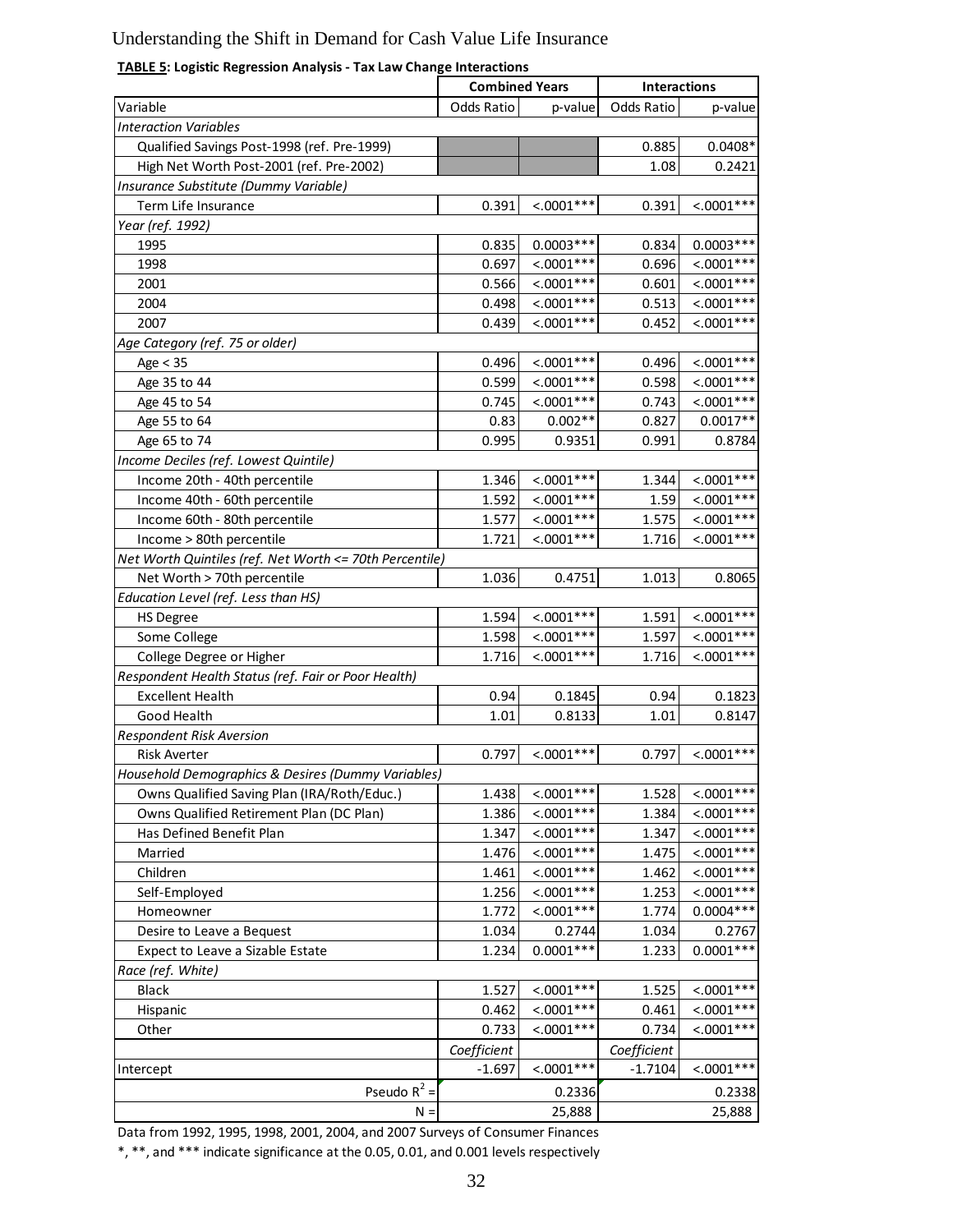**TABLE 5: Logistic Regression Analysis - Tax Law Change Interactions**

| | Combined Years | | Interactions | |
|---|---|---|---|---|
| Variable | Odds Ratio | p-value | Odds Ratio | p-value |
| *Interaction Variables* | | | | |
| Qualified Savings Post-1998 (ref. Pre-1999) | | | 0.885 | 0.0408* |
| High Net Worth Post-2001 (ref. Pre-2002) | | | 1.08 | 0.2421 |
| *Insurance Substitute (Dummy Variable)* | | | | |
| Term Life Insurance | 0.391 | <.0001*** | 0.391 | <.0001*** |
| *Year (ref. 1992)* | | | | |
| 1995 | 0.835 | 0.0003*** | 0.834 | 0.0003*** |
| 1998 | 0.697 | <.0001*** | 0.696 | <.0001*** |
| 2001 | 0.566 | <.0001*** | 0.601 | <.0001*** |
| 2004 | 0.498 | <.0001*** | 0.513 | <.0001*** |
| 2007 | 0.439 | <.0001*** | 0.452 | <.0001*** |
| *Age Category (ref. 75 or older)* | | | | |
| Age < 35 | 0.496 | <.0001*** | 0.496 | <.0001*** |
| Age 35 to 44 | 0.599 | <.0001*** | 0.598 | <.0001*** |
| Age 45 to 54 | 0.745 | <.0001*** | 0.743 | <.0001*** |
| Age 55 to 64 | 0.83 | 0.002** | 0.827 | 0.0017** |
| Age 65 to 74 | 0.995 | 0.9351 | 0.991 | 0.8784 |
| *Income Deciles (ref. Lowest Quintile)* | | | | |
| Income 20th - 40th percentile | 1.346 | <.0001*** | 1.344 | <.0001*** |
| Income 40th - 60th percentile | 1.592 | <.0001*** | 1.59 | <.0001*** |
| Income 60th - 80th percentile | 1.577 | <.0001*** | 1.575 | <.0001*** |
| Income > 80th percentile | 1.721 | <.0001*** | 1.716 | <.0001*** |
| *Net Worth Quintiles (ref. Net Worth <= 70th Percentile)* | | | | |
| Net Worth > 70th percentile | 1.036 | 0.4751 | 1.013 | 0.8065 |
| *Education Level (ref. Less than HS)* | | | | |
| HS Degree | 1.594 | <.0001*** | 1.591 | <.0001*** |
| Some College | 1.598 | <.0001*** | 1.597 | <.0001*** |
| College Degree or Higher | 1.716 | <.0001*** | 1.716 | <.0001*** |
| *Respondent Health Status (ref. Fair or Poor Health)* | | | | |
| Excellent Health | 0.94 | 0.1845 | 0.94 | 0.1823 |
| Good Health | 1.01 | 0.8133 | 1.01 | 0.8147 |
| *Respondent Risk Aversion* | | | | |
| Risk Averter | 0.797 | <.0001*** | 0.797 | <.0001*** |
| *Household Demographics & Desires (Dummy Variables)* | | | | |
| Owns Qualified Saving Plan (IRA/Roth/Educ.) | 1.438 | <.0001*** | 1.528 | <.0001*** |
| Owns Qualified Retirement Plan (DC Plan) | 1.386 | <.0001*** | 1.384 | <.0001*** |
| Has Defined Benefit Plan | 1.347 | <.0001*** | 1.347 | <.0001*** |
| Married | 1.476 | <.0001*** | 1.475 | <.0001*** |
| Children | 1.461 | <.0001*** | 1.462 | <.0001*** |
| Self-Employed | 1.256 | <.0001*** | 1.253 | <.0001*** |
| Homeowner | 1.772 | <.0001*** | 1.774 | 0.0004*** |
| Desire to Leave a Bequest | 1.034 | 0.2744 | 1.034 | 0.2767 |
| Expect to Leave a Sizable Estate | 1.234 | 0.0001*** | 1.233 | 0.0001*** |
| *Race (ref. White)* | | | | |
| Black | 1.527 | <.0001*** | 1.525 | <.0001*** |
| Hispanic | 0.462 | <.0001*** | 0.461 | <.0001*** |
| Other | 0.733 | <.0001*** | 0.734 | <.0001*** |
| | *Coefficient* | | *Coefficient* | |
| Intercept | -1.697 | <.0001*** | -1.7104 | <.0001*** |
| Pseudo $R^2$ = | | 0.2336 | | 0.2338 |
| N = | | 25,888 | | 25,888 |

Data from 1992, 1995, 1998, 2001, 2004, and 2007 Surveys of Consumer Finances

*, **, and *** indicate significance at the 0.05, 0.01, and 0.001 levels respectively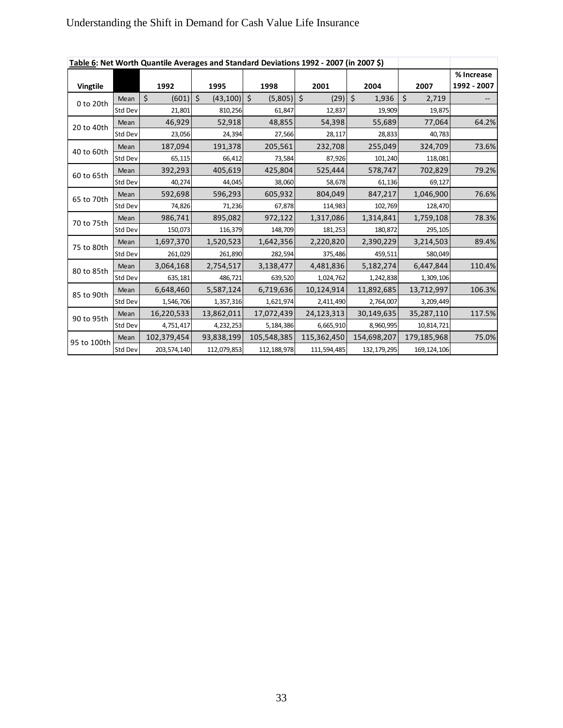**Table 6: Net Worth Quantile Averages and Standard Deviations 1992 - 2007 (in 2007 $)**

| Vingtile | | 1992 | 1995 | 1998 | 2001 | 2004 | 2007 | % Increase 1992 - 2007 |
|---|---|---|---|---|---|---|---|---|
| 0 to 20th | Mean | $ (601) | $ (43,100) | $ (5,805) | $ (29) | $ 1,936 | $ 2,719 | -- |
| | Std Dev | 21,801 | 810,256 | 61,847 | 12,837 | 19,909 | 19,875 | |
| 20 to 40th | Mean | 46,929 | 52,918 | 48,855 | 54,398 | 55,689 | 77,064 | 64.2% |
| | Std Dev | 23,056 | 24,394 | 27,566 | 28,117 | 28,833 | 40,783 | |
| 40 to 60th | Mean | 187,094 | 191,378 | 205,561 | 232,708 | 255,049 | 324,709 | 73.6% |
| | Std Dev | 65,115 | 66,412 | 73,584 | 87,926 | 101,240 | 118,081 | |
| 60 to 65th | Mean | 392,293 | 405,619 | 425,804 | 525,444 | 578,747 | 702,829 | 79.2% |
| | Std Dev | 40,274 | 44,045 | 38,060 | 58,678 | 61,136 | 69,127 | |
| 65 to 70th | Mean | 592,698 | 596,293 | 605,932 | 804,049 | 847,217 | 1,046,900 | 76.6% |
| | Std Dev | 74,826 | 71,236 | 67,878 | 114,983 | 102,769 | 128,470 | |
| 70 to 75th | Mean | 986,741 | 895,082 | 972,122 | 1,317,086 | 1,314,841 | 1,759,108 | 78.3% |
| | Std Dev | 150,073 | 116,379 | 148,709 | 181,253 | 180,872 | 295,105 | |
| 75 to 80th | Mean | 1,697,370 | 1,520,523 | 1,642,356 | 2,220,820 | 2,390,229 | 3,214,503 | 89.4% |
| | Std Dev | 261,029 | 261,890 | 282,594 | 375,486 | 459,511 | 580,049 | |
| 80 to 85th | Mean | 3,064,168 | 2,754,517 | 3,138,477 | 4,481,836 | 5,182,274 | 6,447,844 | 110.4% |
| | Std Dev | 635,181 | 486,721 | 639,520 | 1,024,762 | 1,242,838 | 1,309,106 | |
| 85 to 90th | Mean | 6,648,460 | 5,587,124 | 6,719,636 | 10,124,914 | 11,892,685 | 13,712,997 | 106.3% |
| | Std Dev | 1,546,706 | 1,357,316 | 1,621,974 | 2,411,490 | 2,764,007 | 3,209,449 | |
| 90 to 95th | Mean | 16,220,533 | 13,862,011 | 17,072,439 | 24,123,313 | 30,149,635 | 35,287,110 | 117.5% |
| | Std Dev | 4,751,417 | 4,232,253 | 5,184,386 | 6,665,910 | 8,960,995 | 10,814,721 | |
| 95 to 100th | Mean | 102,379,454 | 93,838,199 | 105,548,385 | 115,362,450 | 154,698,207 | 179,185,968 | 75.0% |
| | Std Dev | 203,574,140 | 112,079,853 | 112,188,978 | 111,594,485 | 132,179,295 | 169,124,106 | |